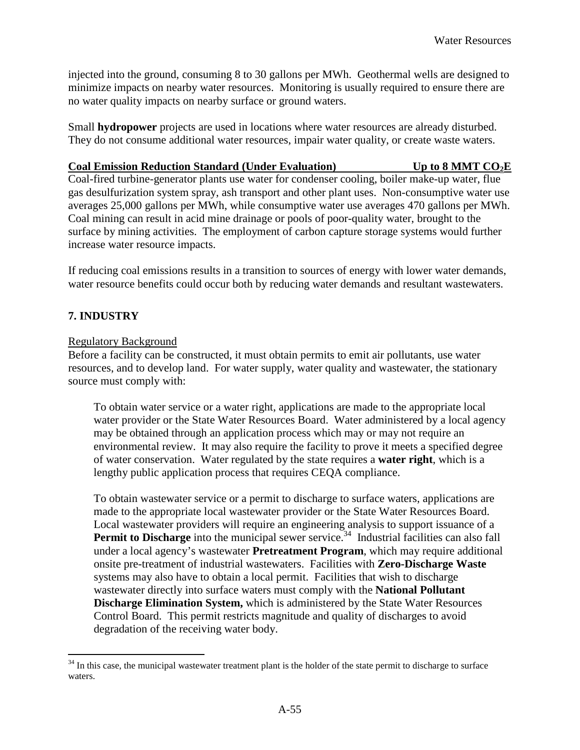injected into the ground, consuming 8 to 30 gallons per MWh. Geothermal wells are designed to minimize impacts on nearby water resources. Monitoring is usually required to ensure there are no water quality impacts on nearby surface or ground waters.

Small **hydropower** projects are used in locations where water resources are already disturbed. They do not consume additional water resources, impair water quality, or create waste waters.

**Coal Emission Reduction Standard (Under Evaluation) Up to 8 MMT $CO_2E$**

Coal-fired turbine-generator plants use water for condenser cooling, boiler make-up water, flue gas desulfurization system spray, ash transport and other plant uses. Non-consumptive water use averages 25,000 gallons per MWh, while consumptive water use averages 470 gallons per MWh. Coal mining can result in acid mine drainage or pools of poor-quality water, brought to the surface by mining activities. The employment of carbon capture storage systems would further increase water resource impacts.

If reducing coal emissions results in a transition to sources of energy with lower water demands, water resource benefits could occur both by reducing water demands and resultant wastewaters.

## 7. INDUSTRY

Regulatory Background

Before a facility can be constructed, it must obtain permits to emit air pollutants, use water resources, and to develop land. For water supply, water quality and wastewater, the stationary source must comply with:

> To obtain water service or a water right, applications are made to the appropriate local water provider or the State Water Resources Board. Water administered by a local agency may be obtained through an application process which may or may not require an environmental review. It may also require the facility to prove it meets a specified degree of water conservation. Water regulated by the state requires a **water right**, which is a lengthy public application process that requires CEQA compliance.
>
> To obtain wastewater service or a permit to discharge to surface waters, applications are made to the appropriate local wastewater provider or the State Water Resources Board. Local wastewater providers will require an engineering analysis to support issuance of a **Permit to Discharge** into the municipal sewer service.[34] Industrial facilities can also fall under a local agency's wastewater **Pretreatment Program**, which may require additional onsite pre-treatment of industrial wastewaters. Facilities with **Zero-Discharge Waste** systems may also have to obtain a local permit. Facilities that wish to discharge wastewater directly into surface waters must comply with the **National Pollutant Discharge Elimination System,** which is administered by the State Water Resources Control Board. This permit restricts magnitude and quality of discharges to avoid degradation of the receiving water body.

[34] In this case, the municipal wastewater treatment plant is the holder of the state permit to discharge to surface waters.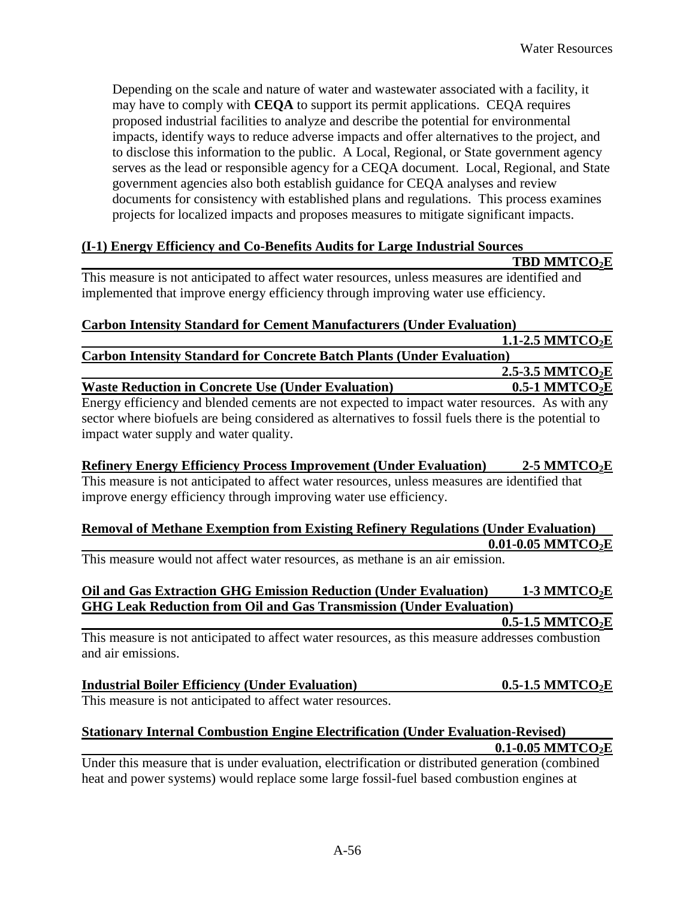Depending on the scale and nature of water and wastewater associated with a facility, it may have to comply with **CEQA** to support its permit applications. CEQA requires proposed industrial facilities to analyze and describe the potential for environmental impacts, identify ways to reduce adverse impacts and offer alternatives to the project, and to disclose this information to the public. A Local, Regional, or State government agency serves as the lead or responsible agency for a CEQA document. Local, Regional, and State government agencies also both establish guidance for CEQA analyses and review documents for consistency with established plans and regulations. This process examines projects for localized impacts and proposes measures to mitigate significant impacts.

**(I-1) Energy Efficiency and Co-Benefits Audits for Large Industrial Sources — TBD MMTCO$_2$E**

This measure is not anticipated to affect water resources, unless measures are identified and implemented that improve energy efficiency through improving water use efficiency.

**Carbon Intensity Standard for Cement Manufacturers (Under Evaluation) — 1.1-2.5 MMTCO$_2$E**

**Carbon Intensity Standard for Concrete Batch Plants (Under Evaluation) — 2.5-3.5 MMTCO$_2$E**

**Waste Reduction in Concrete Use (Under Evaluation) — 0.5-1 MMTCO$_2$E**

Energy efficiency and blended cements are not expected to impact water resources. As with any sector where biofuels are being considered as alternatives to fossil fuels there is the potential to impact water supply and water quality.

**Refinery Energy Efficiency Process Improvement (Under Evaluation) — 2-5 MMTCO$_2$E**

This measure is not anticipated to affect water resources, unless measures are identified that improve energy efficiency through improving water use efficiency.

**Removal of Methane Exemption from Existing Refinery Regulations (Under Evaluation) — 0.01-0.05 MMTCO$_2$E**

This measure would not affect water resources, as methane is an air emission.

**Oil and Gas Extraction GHG Emission Reduction (Under Evaluation) — 1-3 MMTCO$_2$E**

**GHG Leak Reduction from Oil and Gas Transmission (Under Evaluation) — 0.5-1.5 MMTCO$_2$E**

This measure is not anticipated to affect water resources, as this measure addresses combustion and air emissions.

**Industrial Boiler Efficiency (Under Evaluation) — 0.5-1.5 MMTCO$_2$E**

This measure is not anticipated to affect water resources.

**Stationary Internal Combustion Engine Electrification (Under Evaluation-Revised) — 0.1-0.05 MMTCO$_2$E**

Under this measure that is under evaluation, electrification or distributed generation (combined heat and power systems) would replace some large fossil-fuel based combustion engines at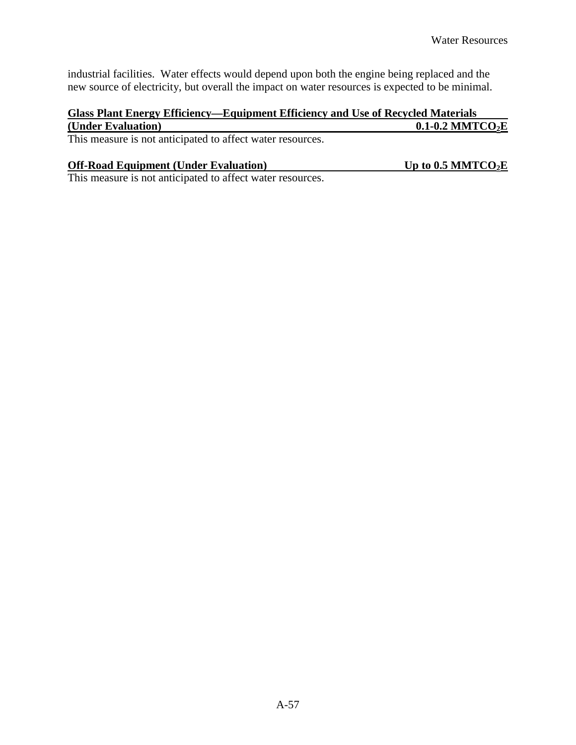industrial facilities. Water effects would depend upon both the engine being replaced and the new source of electricity, but overall the impact on water resources is expected to be minimal.

**Glass Plant Energy Efficiency—Equipment Efficiency and Use of Recycled Materials (Under Evaluation) 0.1-0.2 $MMTCO_2E$**

This measure is not anticipated to affect water resources.

**Off-Road Equipment (Under Evaluation) Up to 0.5 $MMTCO_2E$**

This measure is not anticipated to affect water resources.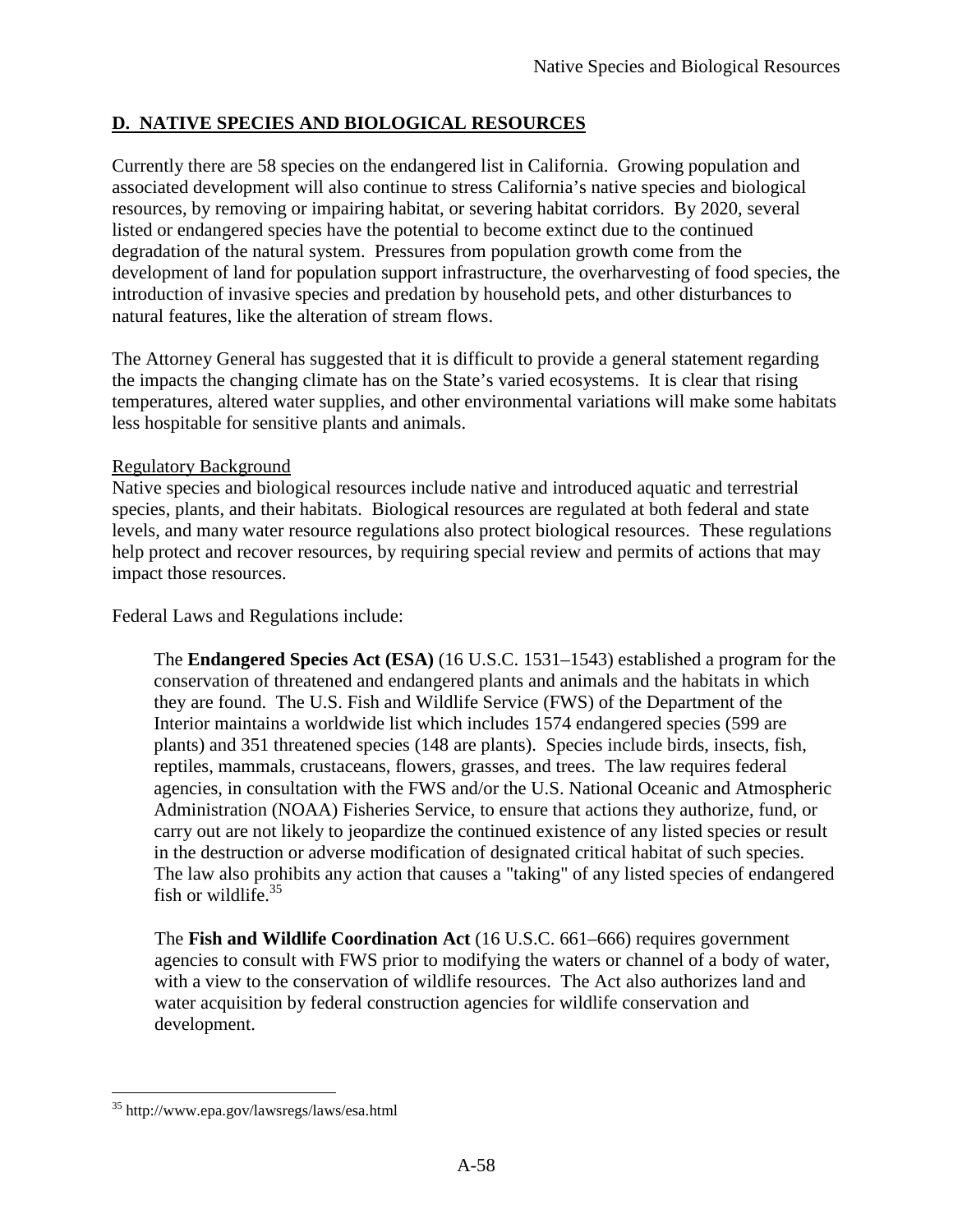## D. NATIVE SPECIES AND BIOLOGICAL RESOURCES

Currently there are 58 species on the endangered list in California. Growing population and associated development will also continue to stress California's native species and biological resources, by removing or impairing habitat, or severing habitat corridors. By 2020, several listed or endangered species have the potential to become extinct due to the continued degradation of the natural system. Pressures from population growth come from the development of land for population support infrastructure, the overharvesting of food species, the introduction of invasive species and predation by household pets, and other disturbances to natural features, like the alteration of stream flows.

The Attorney General has suggested that it is difficult to provide a general statement regarding the impacts the changing climate has on the State's varied ecosystems. It is clear that rising temperatures, altered water supplies, and other environmental variations will make some habitats less hospitable for sensitive plants and animals.

Regulatory Background

Native species and biological resources include native and introduced aquatic and terrestrial species, plants, and their habitats. Biological resources are regulated at both federal and state levels, and many water resource regulations also protect biological resources. These regulations help protect and recover resources, by requiring special review and permits of actions that may impact those resources.

Federal Laws and Regulations include:

> The **Endangered Species Act (ESA)** (16 U.S.C. 1531–1543) established a program for the conservation of threatened and endangered plants and animals and the habitats in which they are found. The U.S. Fish and Wildlife Service (FWS) of the Department of the Interior maintains a worldwide list which includes 1574 endangered species (599 are plants) and 351 threatened species (148 are plants). Species include birds, insects, fish, reptiles, mammals, crustaceans, flowers, grasses, and trees. The law requires federal agencies, in consultation with the FWS and/or the U.S. National Oceanic and Atmospheric Administration (NOAA) Fisheries Service, to ensure that actions they authorize, fund, or carry out are not likely to jeopardize the continued existence of any listed species or result in the destruction or adverse modification of designated critical habitat of such species. The law also prohibits any action that causes a "taking" of any listed species of endangered fish or wildlife.[35]

> The **Fish and Wildlife Coordination Act** (16 U.S.C. 661–666) requires government agencies to consult with FWS prior to modifying the waters or channel of a body of water, with a view to the conservation of wildlife resources. The Act also authorizes land and water acquisition by federal construction agencies for wildlife conservation and development.

[35] http://www.epa.gov/lawsregs/laws/esa.html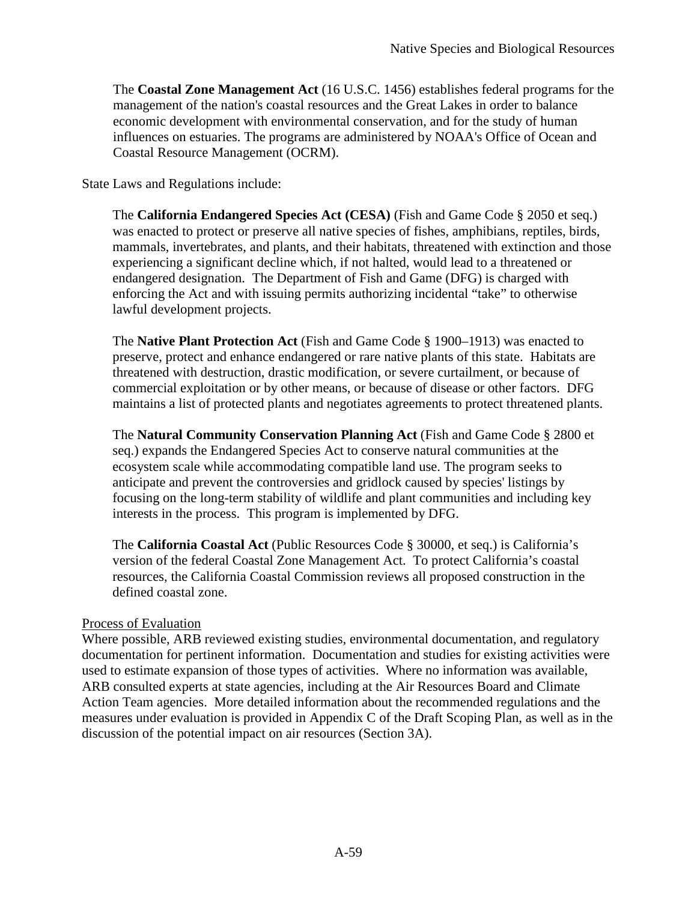The **Coastal Zone Management Act** (16 U.S.C. 1456) establishes federal programs for the management of the nation's coastal resources and the Great Lakes in order to balance economic development with environmental conservation, and for the study of human influences on estuaries. The programs are administered by NOAA's Office of Ocean and Coastal Resource Management (OCRM).

State Laws and Regulations include:

The **California Endangered Species Act (CESA)** (Fish and Game Code § 2050 et seq.) was enacted to protect or preserve all native species of fishes, amphibians, reptiles, birds, mammals, invertebrates, and plants, and their habitats, threatened with extinction and those experiencing a significant decline which, if not halted, would lead to a threatened or endangered designation. The Department of Fish and Game (DFG) is charged with enforcing the Act and with issuing permits authorizing incidental "take" to otherwise lawful development projects.

The **Native Plant Protection Act** (Fish and Game Code § 1900–1913) was enacted to preserve, protect and enhance endangered or rare native plants of this state. Habitats are threatened with destruction, drastic modification, or severe curtailment, or because of commercial exploitation or by other means, or because of disease or other factors. DFG maintains a list of protected plants and negotiates agreements to protect threatened plants.

The **Natural Community Conservation Planning Act** (Fish and Game Code § 2800 et seq.) expands the Endangered Species Act to conserve natural communities at the ecosystem scale while accommodating compatible land use. The program seeks to anticipate and prevent the controversies and gridlock caused by species' listings by focusing on the long-term stability of wildlife and plant communities and including key interests in the process. This program is implemented by DFG.

The **California Coastal Act** (Public Resources Code § 30000, et seq.) is California's version of the federal Coastal Zone Management Act. To protect California's coastal resources, the California Coastal Commission reviews all proposed construction in the defined coastal zone.

Process of Evaluation

Where possible, ARB reviewed existing studies, environmental documentation, and regulatory documentation for pertinent information. Documentation and studies for existing activities were used to estimate expansion of those types of activities. Where no information was available, ARB consulted experts at state agencies, including at the Air Resources Board and Climate Action Team agencies. More detailed information about the recommended regulations and the measures under evaluation is provided in Appendix C of the Draft Scoping Plan, as well as in the discussion of the potential impact on air resources (Section 3A).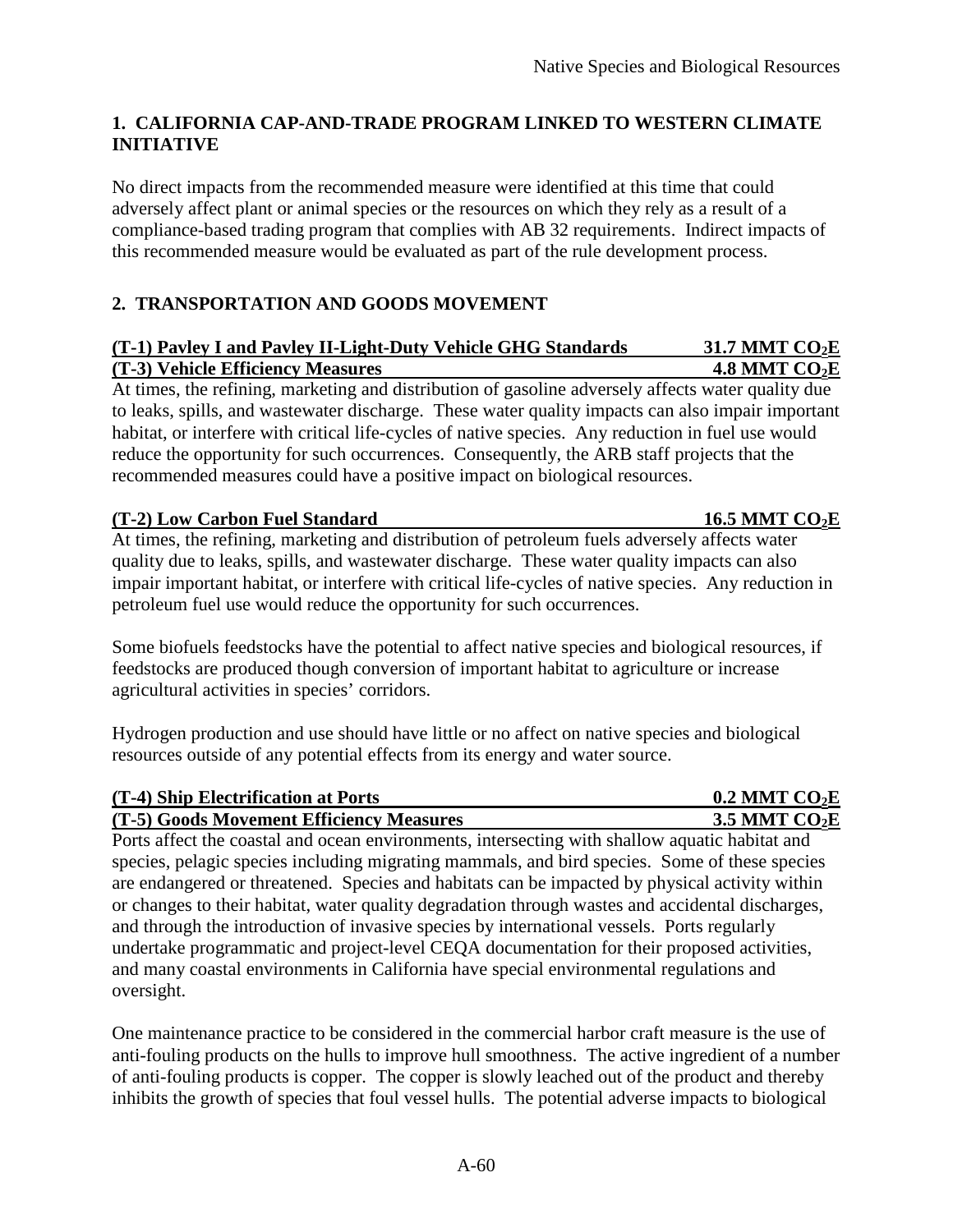## 1. CALIFORNIA CAP-AND-TRADE PROGRAM LINKED TO WESTERN CLIMATE INITIATIVE

No direct impacts from the recommended measure were identified at this time that could adversely affect plant or animal species or the resources on which they rely as a result of a compliance-based trading program that complies with AB 32 requirements. Indirect impacts of this recommended measure would be evaluated as part of the rule development process.

## 2. TRANSPORTATION AND GOODS MOVEMENT

**(T-1) Pavley I and Pavley II-Light-Duty Vehicle GHG Standards — 31.7 MMT $CO_2E$**
**(T-3) Vehicle Efficiency Measures — 4.8 MMT $CO_2E$**

At times, the refining, marketing and distribution of gasoline adversely affects water quality due to leaks, spills, and wastewater discharge. These water quality impacts can also impair important habitat, or interfere with critical life-cycles of native species. Any reduction in fuel use would reduce the opportunity for such occurrences. Consequently, the ARB staff projects that the recommended measures could have a positive impact on biological resources.

**(T-2) Low Carbon Fuel Standard — 16.5 MMT $CO_2E$**

At times, the refining, marketing and distribution of petroleum fuels adversely affects water quality due to leaks, spills, and wastewater discharge. These water quality impacts can also impair important habitat, or interfere with critical life-cycles of native species. Any reduction in petroleum fuel use would reduce the opportunity for such occurrences.

Some biofuels feedstocks have the potential to affect native species and biological resources, if feedstocks are produced though conversion of important habitat to agriculture or increase agricultural activities in species' corridors.

Hydrogen production and use should have little or no affect on native species and biological resources outside of any potential effects from its energy and water source.

**(T-4) Ship Electrification at Ports — 0.2 MMT $CO_2E$**
**(T-5) Goods Movement Efficiency Measures — 3.5 MMT $CO_2E$**

Ports affect the coastal and ocean environments, intersecting with shallow aquatic habitat and species, pelagic species including migrating mammals, and bird species. Some of these species are endangered or threatened. Species and habitats can be impacted by physical activity within or changes to their habitat, water quality degradation through wastes and accidental discharges, and through the introduction of invasive species by international vessels. Ports regularly undertake programmatic and project-level CEQA documentation for their proposed activities, and many coastal environments in California have special environmental regulations and oversight.

One maintenance practice to be considered in the commercial harbor craft measure is the use of anti-fouling products on the hulls to improve hull smoothness. The active ingredient of a number of anti-fouling products is copper. The copper is slowly leached out of the product and thereby inhibits the growth of species that foul vessel hulls. The potential adverse impacts to biological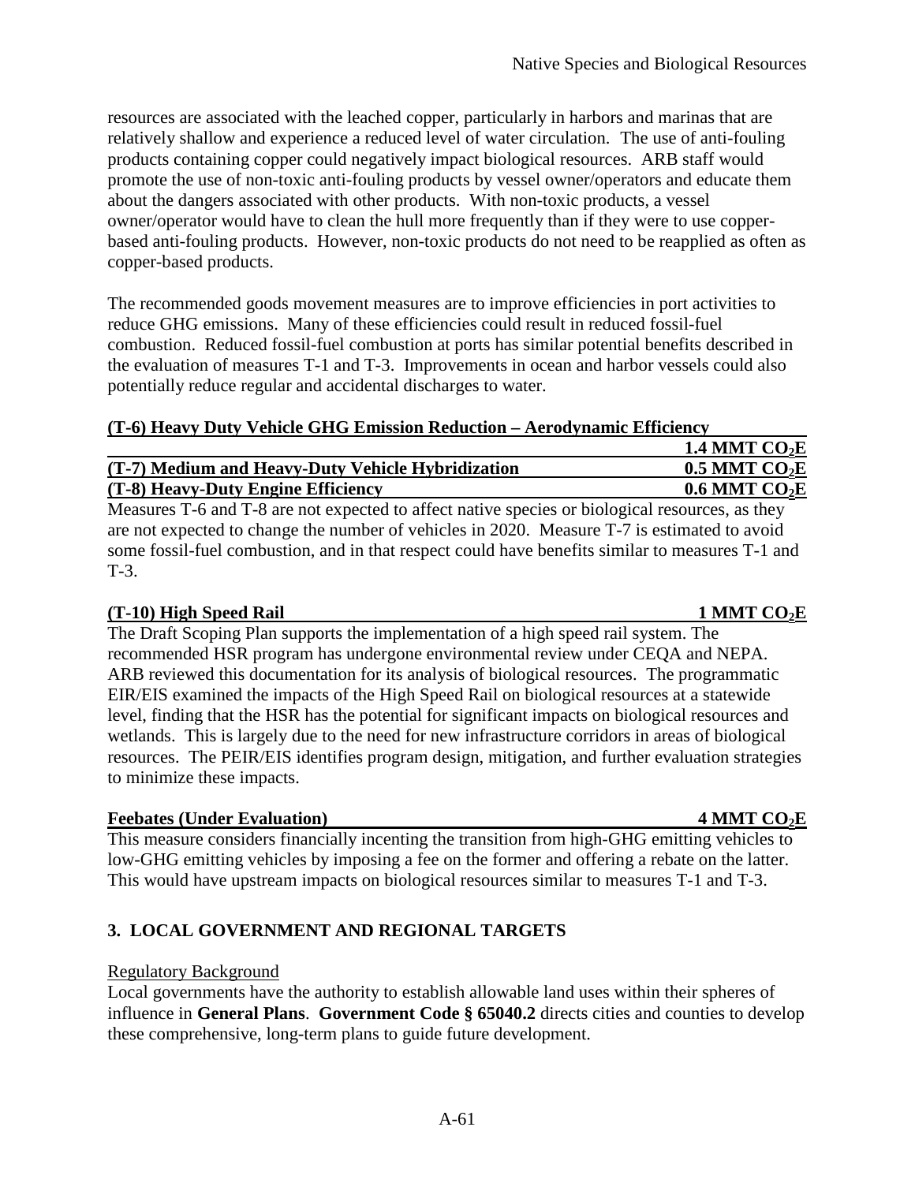resources are associated with the leached copper, particularly in harbors and marinas that are relatively shallow and experience a reduced level of water circulation. The use of anti-fouling products containing copper could negatively impact biological resources. ARB staff would promote the use of non-toxic anti-fouling products by vessel owner/operators and educate them about the dangers associated with other products. With non-toxic products, a vessel owner/operator would have to clean the hull more frequently than if they were to use copper-based anti-fouling products. However, non-toxic products do not need to be reapplied as often as copper-based products.

The recommended goods movement measures are to improve efficiencies in port activities to reduce GHG emissions. Many of these efficiencies could result in reduced fossil-fuel combustion. Reduced fossil-fuel combustion at ports has similar potential benefits described in the evaluation of measures T-1 and T-3. Improvements in ocean and harbor vessels could also potentially reduce regular and accidental discharges to water.

**(T-6) Heavy Duty Vehicle GHG Emission Reduction – Aerodynamic Efficiency** **1.4 MMT $CO_2E$**

**(T-7) Medium and Heavy-Duty Vehicle Hybridization** **0.5 MMT $CO_2E$**

**(T-8) Heavy-Duty Engine Efficiency** **0.6 MMT $CO_2E$**

Measures T-6 and T-8 are not expected to affect native species or biological resources, as they are not expected to change the number of vehicles in 2020. Measure T-7 is estimated to avoid some fossil-fuel combustion, and in that respect could have benefits similar to measures T-1 and T-3.

**(T-10) High Speed Rail** **1 MMT $CO_2E$**

The Draft Scoping Plan supports the implementation of a high speed rail system. The recommended HSR program has undergone environmental review under CEQA and NEPA. ARB reviewed this documentation for its analysis of biological resources. The programmatic EIR/EIS examined the impacts of the High Speed Rail on biological resources at a statewide level, finding that the HSR has the potential for significant impacts on biological resources and wetlands. This is largely due to the need for new infrastructure corridors in areas of biological resources. The PEIR/EIS identifies program design, mitigation, and further evaluation strategies to minimize these impacts.

**Feebates (Under Evaluation)** **4 MMT $CO_2E$**

This measure considers financially incenting the transition from high-GHG emitting vehicles to low-GHG emitting vehicles by imposing a fee on the former and offering a rebate on the latter. This would have upstream impacts on biological resources similar to measures T-1 and T-3.

## 3. LOCAL GOVERNMENT AND REGIONAL TARGETS

Regulatory Background

Local governments have the authority to establish allowable land uses within their spheres of influence in **General Plans**. **Government Code § 65040.2** directs cities and counties to develop these comprehensive, long-term plans to guide future development.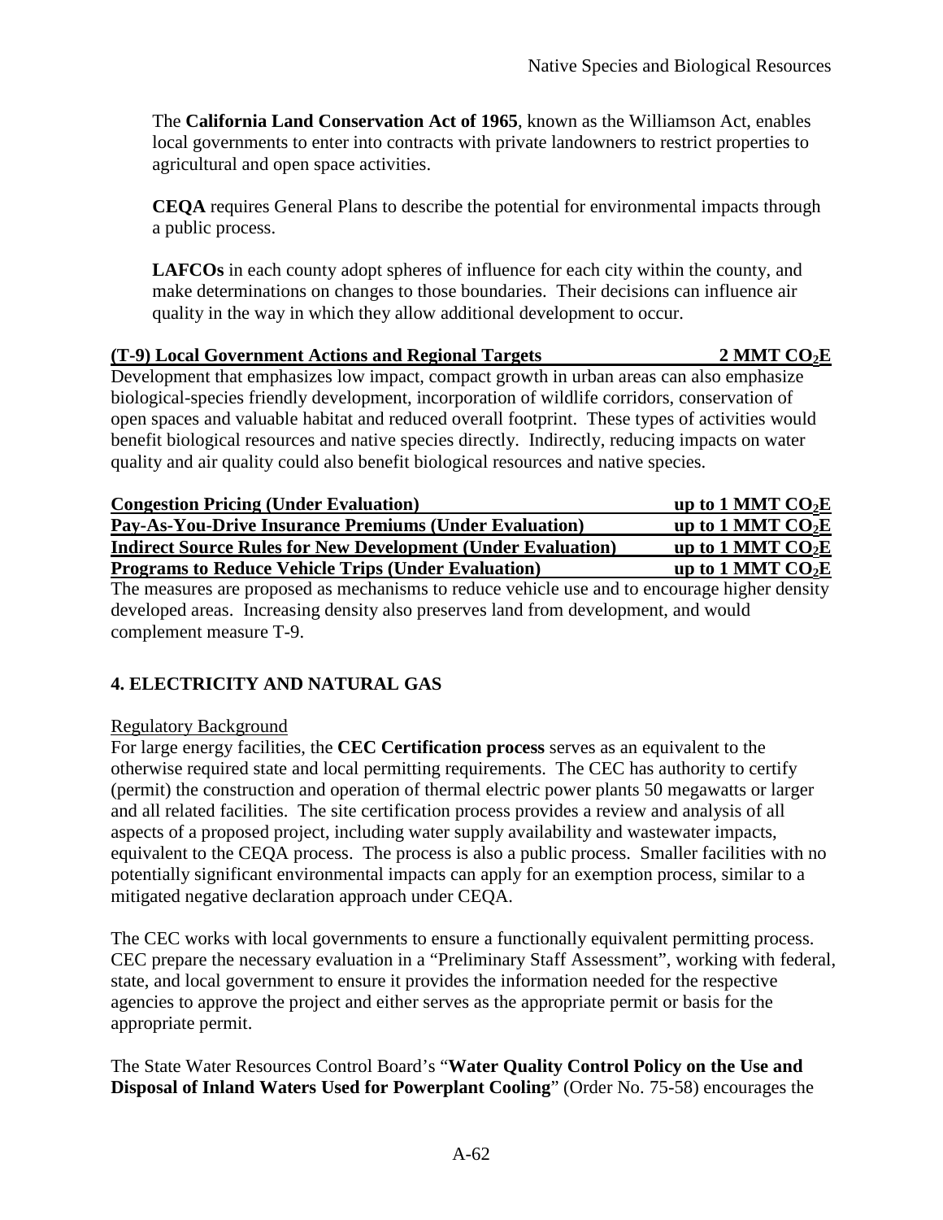The **California Land Conservation Act of 1965**, known as the Williamson Act, enables local governments to enter into contracts with private landowners to restrict properties to agricultural and open space activities.

**CEQA** requires General Plans to describe the potential for environmental impacts through a public process.

**LAFCOs** in each county adopt spheres of influence for each city within the county, and make determinations on changes to those boundaries. Their decisions can influence air quality in the way in which they allow additional development to occur.

**(T-9) Local Government Actions and Regional Targets — 2 MMT $CO_2E$**

Development that emphasizes low impact, compact growth in urban areas can also emphasize biological-species friendly development, incorporation of wildlife corridors, conservation of open spaces and valuable habitat and reduced overall footprint. These types of activities would benefit biological resources and native species directly. Indirectly, reducing impacts on water quality and air quality could also benefit biological resources and native species.

**Congestion Pricing (Under Evaluation) — up to 1 MMT $CO_2E$**
**Pay-As-You-Drive Insurance Premiums (Under Evaluation) — up to 1 MMT $CO_2E$**
**Indirect Source Rules for New Development (Under Evaluation) — up to 1 MMT $CO_2E$**
**Programs to Reduce Vehicle Trips (Under Evaluation) — up to 1 MMT $CO_2E$**

The measures are proposed as mechanisms to reduce vehicle use and to encourage higher density developed areas. Increasing density also preserves land from development, and would complement measure T-9.

## 4. ELECTRICITY AND NATURAL GAS

Regulatory Background

For large energy facilities, the **CEC Certification process** serves as an equivalent to the otherwise required state and local permitting requirements. The CEC has authority to certify (permit) the construction and operation of thermal electric power plants 50 megawatts or larger and all related facilities. The site certification process provides a review and analysis of all aspects of a proposed project, including water supply availability and wastewater impacts, equivalent to the CEQA process. The process is also a public process. Smaller facilities with no potentially significant environmental impacts can apply for an exemption process, similar to a mitigated negative declaration approach under CEQA.

The CEC works with local governments to ensure a functionally equivalent permitting process. CEC prepare the necessary evaluation in a "Preliminary Staff Assessment", working with federal, state, and local government to ensure it provides the information needed for the respective agencies to approve the project and either serves as the appropriate permit or basis for the appropriate permit.

The State Water Resources Control Board's "**Water Quality Control Policy on the Use and Disposal of Inland Waters Used for Powerplant Cooling**" (Order No. 75-58) encourages the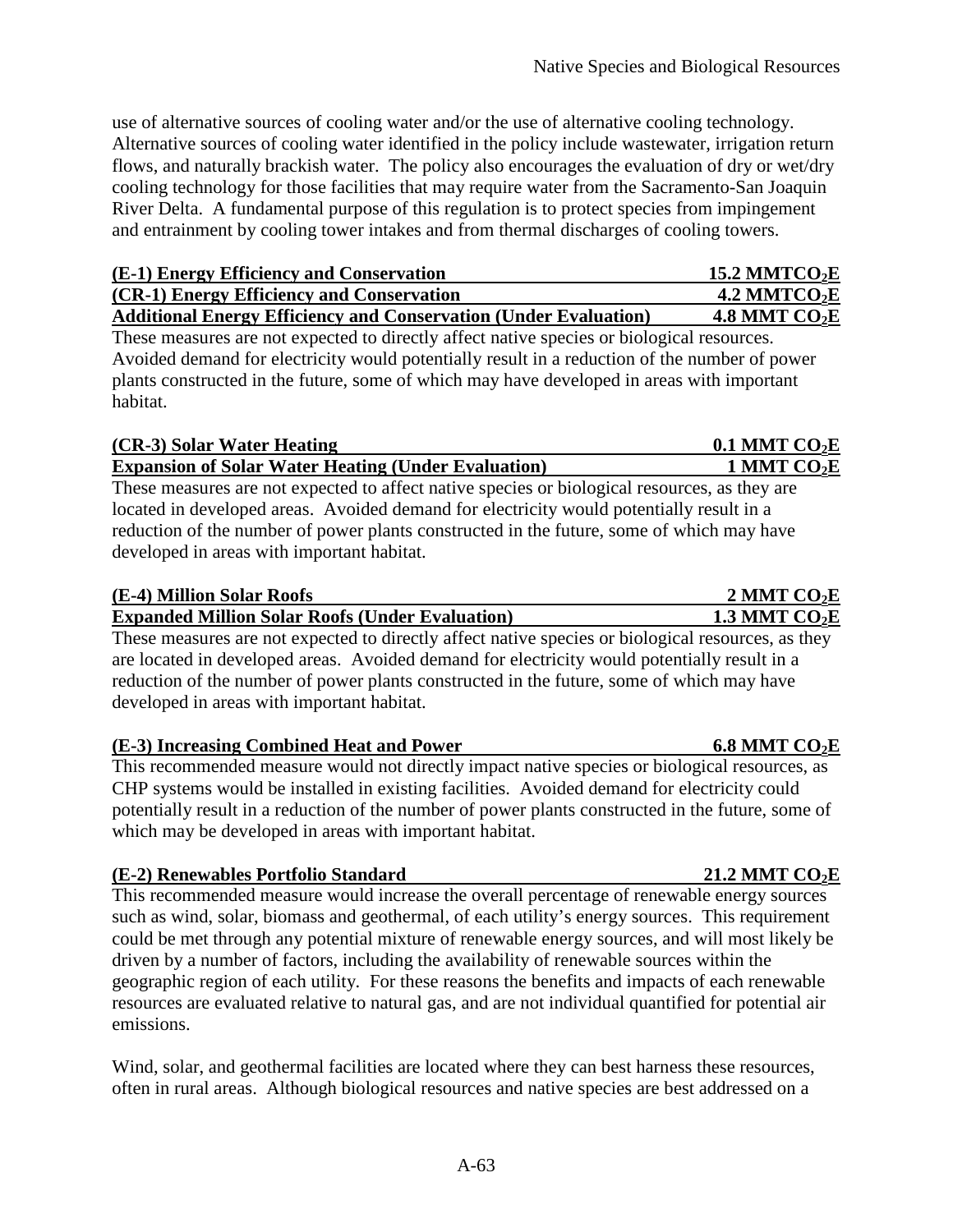use of alternative sources of cooling water and/or the use of alternative cooling technology. Alternative sources of cooling water identified in the policy include wastewater, irrigation return flows, and naturally brackish water. The policy also encourages the evaluation of dry or wet/dry cooling technology for those facilities that may require water from the Sacramento-San Joaquin River Delta. A fundamental purpose of this regulation is to protect species from impingement and entrainment by cooling tower intakes and from thermal discharges of cooling towers.

**(E-1) Energy Efficiency and Conservation — 15.2 MMT$CO_2$E**
**(CR-1) Energy Efficiency and Conservation — 4.2 MMT$CO_2$E**
**Additional Energy Efficiency and Conservation (Under Evaluation) — 4.8 MMT $CO_2$E**

These measures are not expected to directly affect native species or biological resources. Avoided demand for electricity would potentially result in a reduction of the number of power plants constructed in the future, some of which may have developed in areas with important habitat.

**(CR-3) Solar Water Heating — 0.1 MMT $CO_2$E**
**Expansion of Solar Water Heating (Under Evaluation) — 1 MMT $CO_2$E**

These measures are not expected to affect native species or biological resources, as they are located in developed areas. Avoided demand for electricity would potentially result in a reduction of the number of power plants constructed in the future, some of which may have developed in areas with important habitat.

**(E-4) Million Solar Roofs — 2 MMT $CO_2$E**
**Expanded Million Solar Roofs (Under Evaluation) — 1.3 MMT $CO_2$E**

These measures are not expected to directly affect native species or biological resources, as they are located in developed areas. Avoided demand for electricity would potentially result in a reduction of the number of power plants constructed in the future, some of which may have developed in areas with important habitat.

**(E-3) Increasing Combined Heat and Power — 6.8 MMT $CO_2$E**

This recommended measure would not directly impact native species or biological resources, as CHP systems would be installed in existing facilities. Avoided demand for electricity could potentially result in a reduction of the number of power plants constructed in the future, some of which may be developed in areas with important habitat.

**(E-2) Renewables Portfolio Standard — 21.2 MMT $CO_2$E**

This recommended measure would increase the overall percentage of renewable energy sources such as wind, solar, biomass and geothermal, of each utility's energy sources. This requirement could be met through any potential mixture of renewable energy sources, and will most likely be driven by a number of factors, including the availability of renewable sources within the geographic region of each utility. For these reasons the benefits and impacts of each renewable resources are evaluated relative to natural gas, and are not individual quantified for potential air emissions.

Wind, solar, and geothermal facilities are located where they can best harness these resources, often in rural areas. Although biological resources and native species are best addressed on a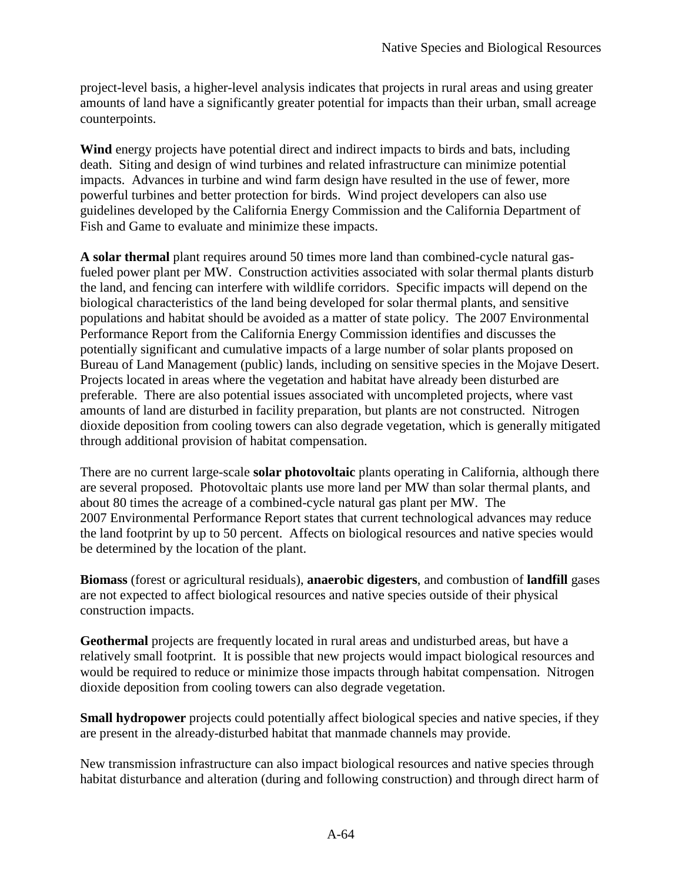project-level basis, a higher-level analysis indicates that projects in rural areas and using greater amounts of land have a significantly greater potential for impacts than their urban, small acreage counterpoints.

**Wind** energy projects have potential direct and indirect impacts to birds and bats, including death. Siting and design of wind turbines and related infrastructure can minimize potential impacts. Advances in turbine and wind farm design have resulted in the use of fewer, more powerful turbines and better protection for birds. Wind project developers can also use guidelines developed by the California Energy Commission and the California Department of Fish and Game to evaluate and minimize these impacts.

**A solar thermal** plant requires around 50 times more land than combined-cycle natural gas-fueled power plant per MW. Construction activities associated with solar thermal plants disturb the land, and fencing can interfere with wildlife corridors. Specific impacts will depend on the biological characteristics of the land being developed for solar thermal plants, and sensitive populations and habitat should be avoided as a matter of state policy. The 2007 Environmental Performance Report from the California Energy Commission identifies and discusses the potentially significant and cumulative impacts of a large number of solar plants proposed on Bureau of Land Management (public) lands, including on sensitive species in the Mojave Desert. Projects located in areas where the vegetation and habitat have already been disturbed are preferable. There are also potential issues associated with uncompleted projects, where vast amounts of land are disturbed in facility preparation, but plants are not constructed. Nitrogen dioxide deposition from cooling towers can also degrade vegetation, which is generally mitigated through additional provision of habitat compensation.

There are no current large-scale **solar photovoltaic** plants operating in California, although there are several proposed. Photovoltaic plants use more land per MW than solar thermal plants, and about 80 times the acreage of a combined-cycle natural gas plant per MW. The 2007 Environmental Performance Report states that current technological advances may reduce the land footprint by up to 50 percent. Affects on biological resources and native species would be determined by the location of the plant.

**Biomass** (forest or agricultural residuals), **anaerobic digesters**, and combustion of **landfill** gases are not expected to affect biological resources and native species outside of their physical construction impacts.

**Geothermal** projects are frequently located in rural areas and undisturbed areas, but have a relatively small footprint. It is possible that new projects would impact biological resources and would be required to reduce or minimize those impacts through habitat compensation. Nitrogen dioxide deposition from cooling towers can also degrade vegetation.

**Small hydropower** projects could potentially affect biological species and native species, if they are present in the already-disturbed habitat that manmade channels may provide.

New transmission infrastructure can also impact biological resources and native species through habitat disturbance and alteration (during and following construction) and through direct harm of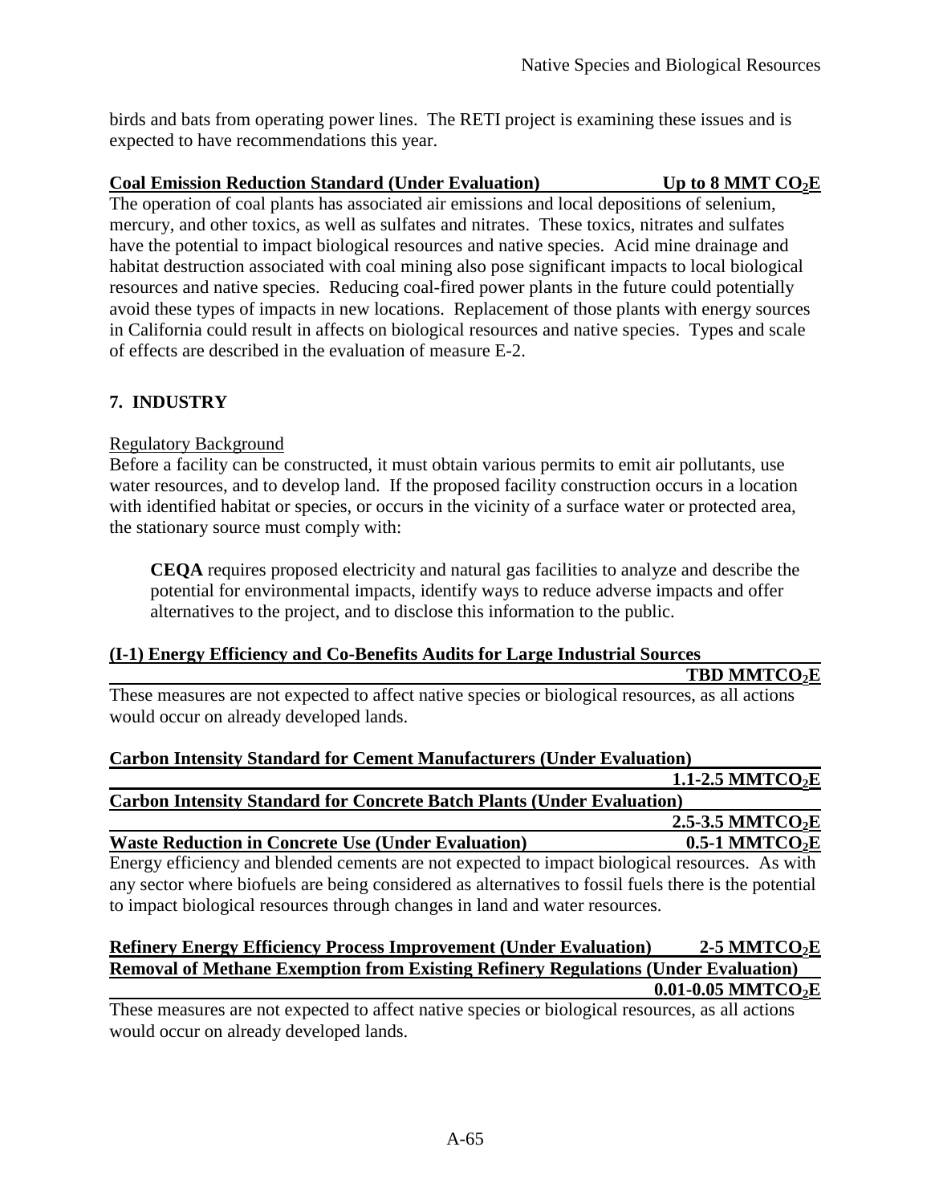birds and bats from operating power lines. The RETI project is examining these issues and is expected to have recommendations this year.

**Coal Emission Reduction Standard (Under Evaluation) Up to 8 MMT $CO_2E$**

The operation of coal plants has associated air emissions and local depositions of selenium, mercury, and other toxics, as well as sulfates and nitrates. These toxics, nitrates and sulfates have the potential to impact biological resources and native species. Acid mine drainage and habitat destruction associated with coal mining also pose significant impacts to local biological resources and native species. Reducing coal-fired power plants in the future could potentially avoid these types of impacts in new locations. Replacement of those plants with energy sources in California could result in affects on biological resources and native species. Types and scale of effects are described in the evaluation of measure E-2.

## 7. INDUSTRY

Regulatory Background

Before a facility can be constructed, it must obtain various permits to emit air pollutants, use water resources, and to develop land. If the proposed facility construction occurs in a location with identified habitat or species, or occurs in the vicinity of a surface water or protected area, the stationary source must comply with:

> **CEQA** requires proposed electricity and natural gas facilities to analyze and describe the potential for environmental impacts, identify ways to reduce adverse impacts and offer alternatives to the project, and to disclose this information to the public.

**(I-1) Energy Efficiency and Co-Benefits Audits for Large Industrial Sources TBD $MMTCO_2E$**

These measures are not expected to affect native species or biological resources, as all actions would occur on already developed lands.

**Carbon Intensity Standard for Cement Manufacturers (Under Evaluation) 1.1-2.5 $MMTCO_2E$**

**Carbon Intensity Standard for Concrete Batch Plants (Under Evaluation) 2.5-3.5 $MMTCO_2E$**

**Waste Reduction in Concrete Use (Under Evaluation) 0.5-1 $MMTCO_2E$**

Energy efficiency and blended cements are not expected to impact biological resources. As with any sector where biofuels are being considered as alternatives to fossil fuels there is the potential to impact biological resources through changes in land and water resources.

**Refinery Energy Efficiency Process Improvement (Under Evaluation) 2-5 $MMTCO_2E$**

**Removal of Methane Exemption from Existing Refinery Regulations (Under Evaluation) 0.01-0.05 $MMTCO_2E$**

These measures are not expected to affect native species or biological resources, as all actions would occur on already developed lands.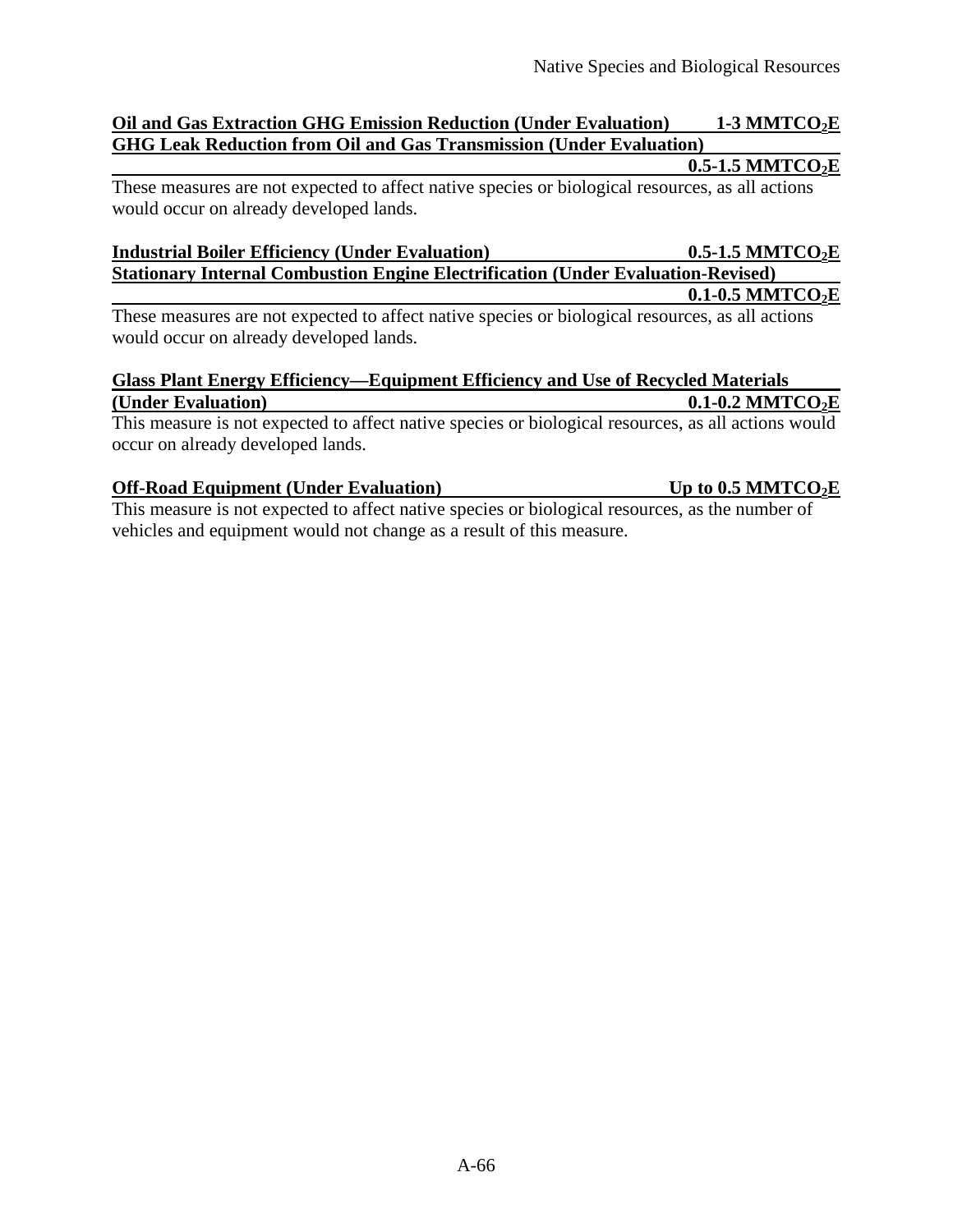**Oil and Gas Extraction GHG Emission Reduction (Under Evaluation) 1-3 $MMTCO_2E$**

**GHG Leak Reduction from Oil and Gas Transmission (Under Evaluation) 0.5-1.5 $MMTCO_2E$**

These measures are not expected to affect native species or biological resources, as all actions would occur on already developed lands.

**Industrial Boiler Efficiency (Under Evaluation) 0.5-1.5 $MMTCO_2E$**

**Stationary Internal Combustion Engine Electrification (Under Evaluation-Revised) 0.1-0.5 $MMTCO_2E$**

These measures are not expected to affect native species or biological resources, as all actions would occur on already developed lands.

**Glass Plant Energy Efficiency—Equipment Efficiency and Use of Recycled Materials (Under Evaluation) 0.1-0.2 $MMTCO_2E$**

This measure is not expected to affect native species or biological resources, as all actions would occur on already developed lands.

**Off-Road Equipment (Under Evaluation) Up to 0.5 $MMTCO_2E$**

This measure is not expected to affect native species or biological resources, as the number of vehicles and equipment would not change as a result of this measure.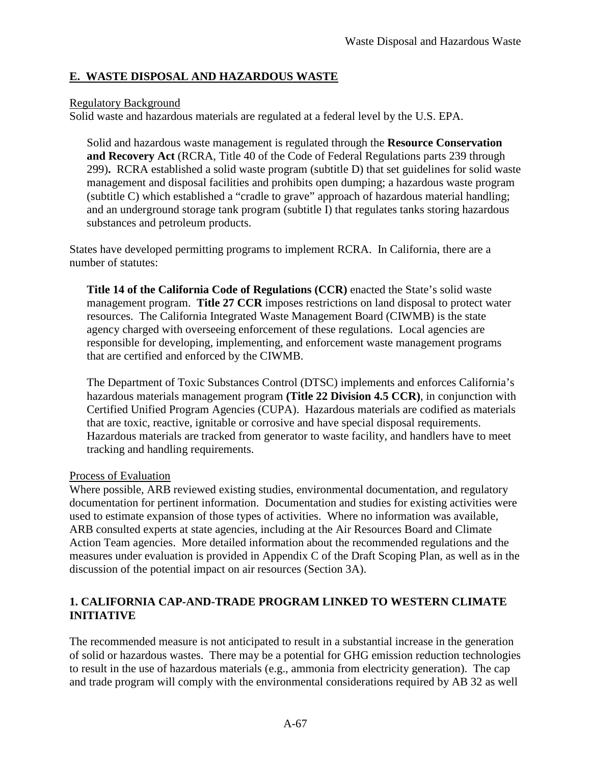## E. WASTE DISPOSAL AND HAZARDOUS WASTE

Regulatory Background

Solid waste and hazardous materials are regulated at a federal level by the U.S. EPA.

> Solid and hazardous waste management is regulated through the **Resource Conservation and Recovery Act** (RCRA, Title 40 of the Code of Federal Regulations parts 239 through 299)**.** RCRA established a solid waste program (subtitle D) that set guidelines for solid waste management and disposal facilities and prohibits open dumping; a hazardous waste program (subtitle C) which established a "cradle to grave" approach of hazardous material handling; and an underground storage tank program (subtitle I) that regulates tanks storing hazardous substances and petroleum products.

States have developed permitting programs to implement RCRA. In California, there are a number of statutes:

> **Title 14 of the California Code of Regulations (CCR)** enacted the State's solid waste management program. **Title 27 CCR** imposes restrictions on land disposal to protect water resources. The California Integrated Waste Management Board (CIWMB) is the state agency charged with overseeing enforcement of these regulations. Local agencies are responsible for developing, implementing, and enforcement waste management programs that are certified and enforced by the CIWMB.
>
> The Department of Toxic Substances Control (DTSC) implements and enforces California's hazardous materials management program **(Title 22 Division 4.5 CCR)**, in conjunction with Certified Unified Program Agencies (CUPA). Hazardous materials are codified as materials that are toxic, reactive, ignitable or corrosive and have special disposal requirements. Hazardous materials are tracked from generator to waste facility, and handlers have to meet tracking and handling requirements.

Process of Evaluation

Where possible, ARB reviewed existing studies, environmental documentation, and regulatory documentation for pertinent information. Documentation and studies for existing activities were used to estimate expansion of those types of activities. Where no information was available, ARB consulted experts at state agencies, including at the Air Resources Board and Climate Action Team agencies. More detailed information about the recommended regulations and the measures under evaluation is provided in Appendix C of the Draft Scoping Plan, as well as in the discussion of the potential impact on air resources (Section 3A).

### 1. CALIFORNIA CAP-AND-TRADE PROGRAM LINKED TO WESTERN CLIMATE INITIATIVE

The recommended measure is not anticipated to result in a substantial increase in the generation of solid or hazardous wastes. There may be a potential for GHG emission reduction technologies to result in the use of hazardous materials (e.g., ammonia from electricity generation). The cap and trade program will comply with the environmental considerations required by AB 32 as well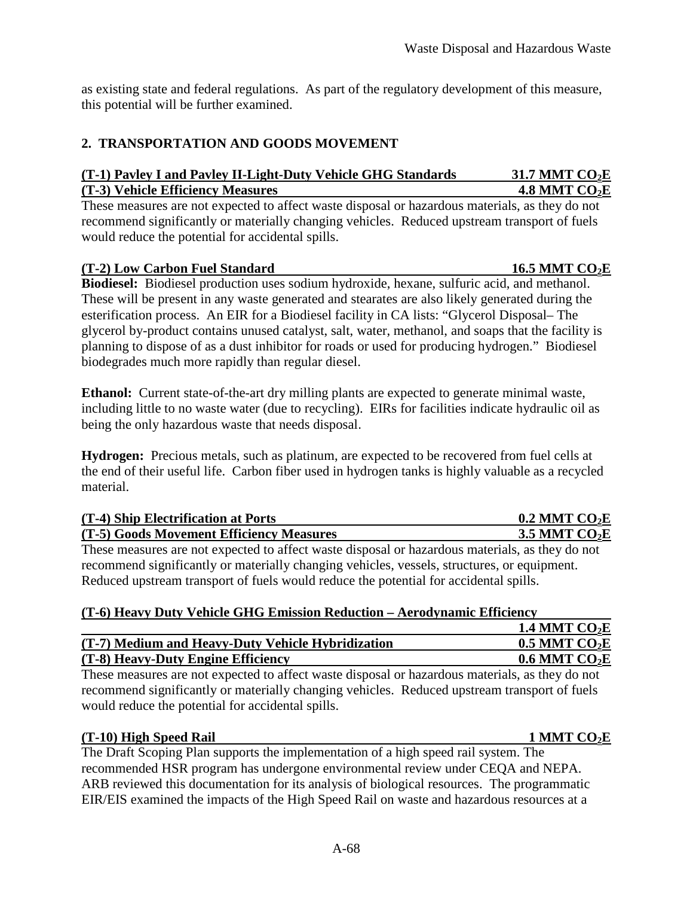as existing state and federal regulations. As part of the regulatory development of this measure, this potential will be further examined.

## 2. TRANSPORTATION AND GOODS MOVEMENT

**(T-1) Pavley I and Pavley II-Light-Duty Vehicle GHG Standards — 31.7 MMT $CO_2E$**
**(T-3) Vehicle Efficiency Measures — 4.8 MMT $CO_2E$**

These measures are not expected to affect waste disposal or hazardous materials, as they do not recommend significantly or materially changing vehicles. Reduced upstream transport of fuels would reduce the potential for accidental spills.

**(T-2) Low Carbon Fuel Standard — 16.5 MMT $CO_2E$**

**Biodiesel:** Biodiesel production uses sodium hydroxide, hexane, sulfuric acid, and methanol. These will be present in any waste generated and stearates are also likely generated during the esterification process. An EIR for a Biodiesel facility in CA lists: "Glycerol Disposal– The glycerol by-product contains unused catalyst, salt, water, methanol, and soaps that the facility is planning to dispose of as a dust inhibitor for roads or used for producing hydrogen." Biodiesel biodegrades much more rapidly than regular diesel.

**Ethanol:** Current state-of-the-art dry milling plants are expected to generate minimal waste, including little to no waste water (due to recycling). EIRs for facilities indicate hydraulic oil as being the only hazardous waste that needs disposal.

**Hydrogen:** Precious metals, such as platinum, are expected to be recovered from fuel cells at the end of their useful life. Carbon fiber used in hydrogen tanks is highly valuable as a recycled material.

**(T-4) Ship Electrification at Ports — 0.2 MMT $CO_2E$**
**(T-5) Goods Movement Efficiency Measures — 3.5 MMT $CO_2E$**

These measures are not expected to affect waste disposal or hazardous materials, as they do not recommend significantly or materially changing vehicles, vessels, structures, or equipment. Reduced upstream transport of fuels would reduce the potential for accidental spills.

**(T-6) Heavy Duty Vehicle GHG Emission Reduction – Aerodynamic Efficiency — 1.4 MMT $CO_2E$**
**(T-7) Medium and Heavy-Duty Vehicle Hybridization — 0.5 MMT $CO_2E$**
**(T-8) Heavy-Duty Engine Efficiency — 0.6 MMT $CO_2E$**

These measures are not expected to affect waste disposal or hazardous materials, as they do not recommend significantly or materially changing vehicles. Reduced upstream transport of fuels would reduce the potential for accidental spills.

**(T-10) High Speed Rail — 1 MMT $CO_2E$**

The Draft Scoping Plan supports the implementation of a high speed rail system. The recommended HSR program has undergone environmental review under CEQA and NEPA. ARB reviewed this documentation for its analysis of biological resources. The programmatic EIR/EIS examined the impacts of the High Speed Rail on waste and hazardous resources at a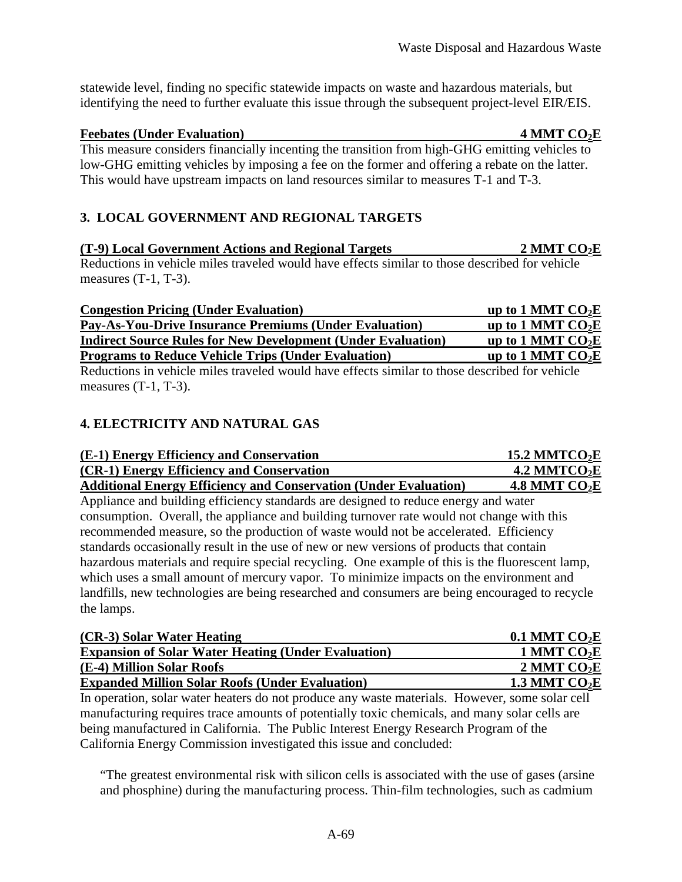statewide level, finding no specific statewide impacts on waste and hazardous materials, but identifying the need to further evaluate this issue through the subsequent project-level EIR/EIS.

**Feebates (Under Evaluation) 4 MMT $CO_2E$**

This measure considers financially incenting the transition from high-GHG emitting vehicles to low-GHG emitting vehicles by imposing a fee on the former and offering a rebate on the latter. This would have upstream impacts on land resources similar to measures T-1 and T-3.

### 3. LOCAL GOVERNMENT AND REGIONAL TARGETS

**(T-9) Local Government Actions and Regional Targets 2 MMT $CO_2E$**

Reductions in vehicle miles traveled would have effects similar to those described for vehicle measures (T-1, T-3).

**Congestion Pricing (Under Evaluation) up to 1 MMT $CO_2E$**
**Pay-As-You-Drive Insurance Premiums (Under Evaluation) up to 1 MMT $CO_2E$**
**Indirect Source Rules for New Development (Under Evaluation) up to 1 MMT $CO_2E$**
**Programs to Reduce Vehicle Trips (Under Evaluation) up to 1 MMT $CO_2E$**

Reductions in vehicle miles traveled would have effects similar to those described for vehicle measures (T-1, T-3).

### 4. ELECTRICITY AND NATURAL GAS

**(E-1) Energy Efficiency and Conservation 15.2 MMT$CO_2E$**
**(CR-1) Energy Efficiency and Conservation 4.2 MMT$CO_2E$**
**Additional Energy Efficiency and Conservation (Under Evaluation) 4.8 MMT $CO_2E$**

Appliance and building efficiency standards are designed to reduce energy and water consumption. Overall, the appliance and building turnover rate would not change with this recommended measure, so the production of waste would not be accelerated. Efficiency standards occasionally result in the use of new or new versions of products that contain hazardous materials and require special recycling. One example of this is the fluorescent lamp, which uses a small amount of mercury vapor. To minimize impacts on the environment and landfills, new technologies are being researched and consumers are being encouraged to recycle the lamps.

**(CR-3) Solar Water Heating 0.1 MMT $CO_2E$**
**Expansion of Solar Water Heating (Under Evaluation) 1 MMT $CO_2E$**
**(E-4) Million Solar Roofs 2 MMT $CO_2E$**
**Expanded Million Solar Roofs (Under Evaluation) 1.3 MMT $CO_2E$**

In operation, solar water heaters do not produce any waste materials. However, some solar cell manufacturing requires trace amounts of potentially toxic chemicals, and many solar cells are being manufactured in California. The Public Interest Energy Research Program of the California Energy Commission investigated this issue and concluded:

> "The greatest environmental risk with silicon cells is associated with the use of gases (arsine and phosphine) during the manufacturing process. Thin-film technologies, such as cadmium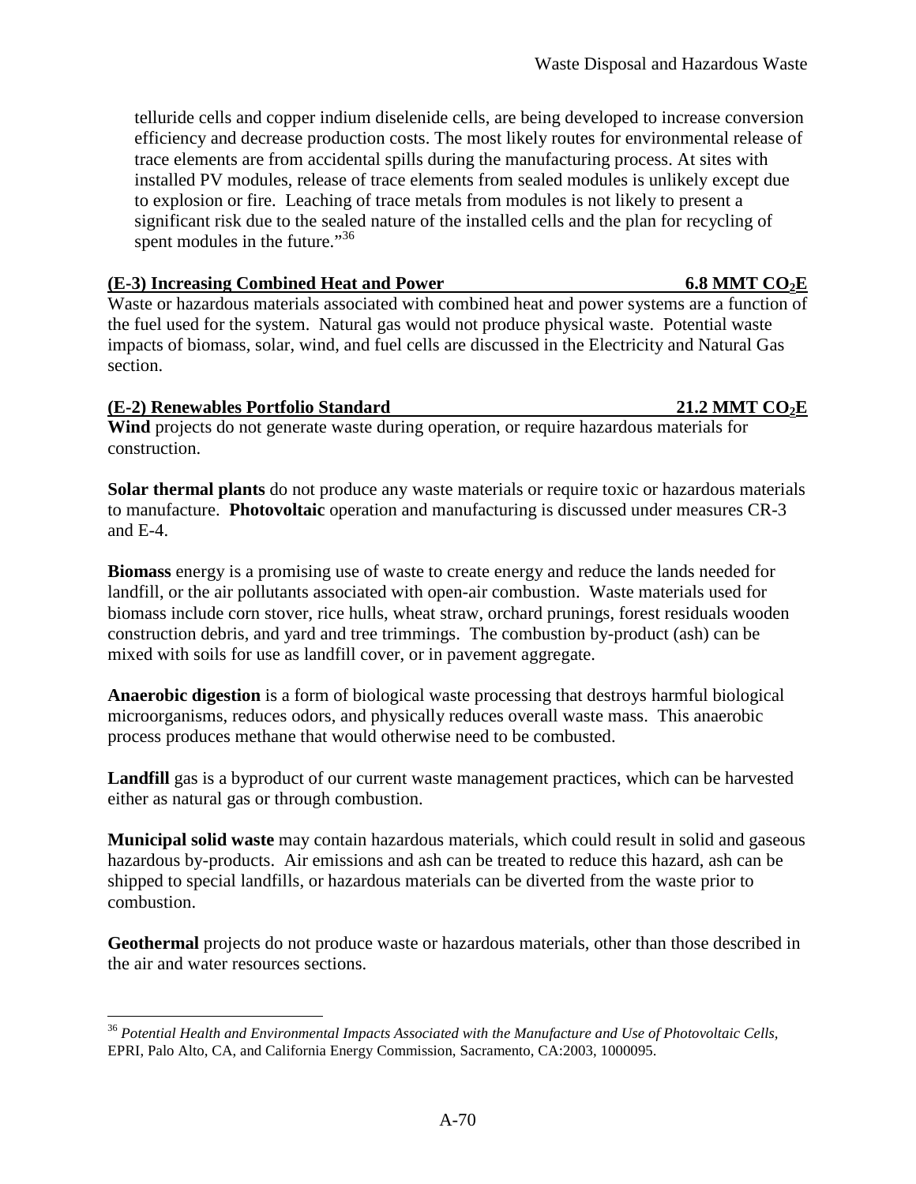telluride cells and copper indium diselenide cells, are being developed to increase conversion efficiency and decrease production costs. The most likely routes for environmental release of trace elements are from accidental spills during the manufacturing process. At sites with installed PV modules, release of trace elements from sealed modules is unlikely except due to explosion or fire. Leaching of trace metals from modules is not likely to present a significant risk due to the sealed nature of the installed cells and the plan for recycling of spent modules in the future."[36]

**(E-3) Increasing Combined Heat and Power — 6.8 MMT $CO_2E$**

Waste or hazardous materials associated with combined heat and power systems are a function of the fuel used for the system. Natural gas would not produce physical waste. Potential waste impacts of biomass, solar, wind, and fuel cells are discussed in the Electricity and Natural Gas section.

**(E-2) Renewables Portfolio Standard — 21.2 MMT $CO_2E$**

**Wind** projects do not generate waste during operation, or require hazardous materials for construction.

**Solar thermal plants** do not produce any waste materials or require toxic or hazardous materials to manufacture. **Photovoltaic** operation and manufacturing is discussed under measures CR-3 and E-4.

**Biomass** energy is a promising use of waste to create energy and reduce the lands needed for landfill, or the air pollutants associated with open-air combustion. Waste materials used for biomass include corn stover, rice hulls, wheat straw, orchard prunings, forest residuals wooden construction debris, and yard and tree trimmings. The combustion by-product (ash) can be mixed with soils for use as landfill cover, or in pavement aggregate.

**Anaerobic digestion** is a form of biological waste processing that destroys harmful biological microorganisms, reduces odors, and physically reduces overall waste mass. This anaerobic process produces methane that would otherwise need to be combusted.

**Landfill** gas is a byproduct of our current waste management practices, which can be harvested either as natural gas or through combustion.

**Municipal solid waste** may contain hazardous materials, which could result in solid and gaseous hazardous by-products. Air emissions and ash can be treated to reduce this hazard, ash can be shipped to special landfills, or hazardous materials can be diverted from the waste prior to combustion.

**Geothermal** projects do not produce waste or hazardous materials, other than those described in the air and water resources sections.

---

[36] *Potential Health and Environmental Impacts Associated with the Manufacture and Use of Photovoltaic Cells*, EPRI, Palo Alto, CA, and California Energy Commission, Sacramento, CA:2003, 1000095.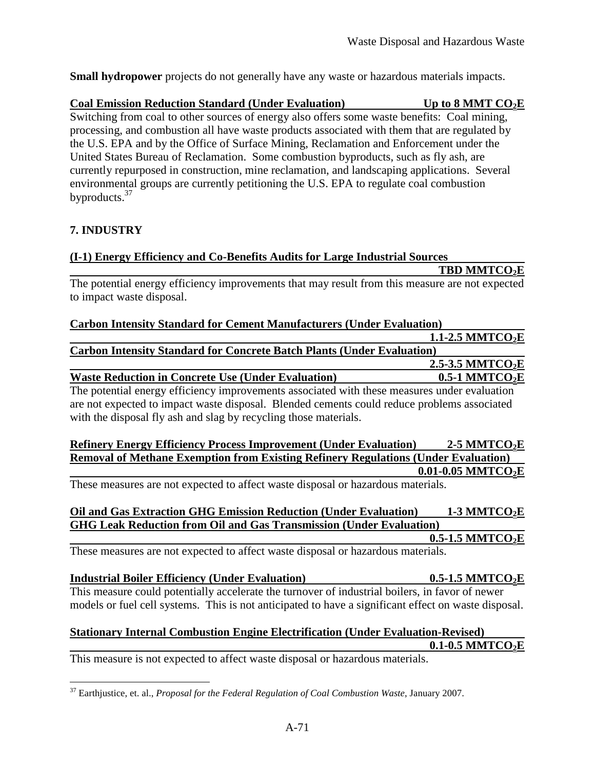**Small hydropower** projects do not generally have any waste or hazardous materials impacts.

**Coal Emission Reduction Standard (Under Evaluation) Up to 8 MMT $CO_2E$**

Switching from coal to other sources of energy also offers some waste benefits: Coal mining, processing, and combustion all have waste products associated with them that are regulated by the U.S. EPA and by the Office of Surface Mining, Reclamation and Enforcement under the United States Bureau of Reclamation. Some combustion byproducts, such as fly ash, are currently repurposed in construction, mine reclamation, and landscaping applications. Several environmental groups are currently petitioning the U.S. EPA to regulate coal combustion byproducts.[37]

## 7. INDUSTRY

**(I-1) Energy Efficiency and Co-Benefits Audits for Large Industrial Sources TBD $MMTCO_2E$**

The potential energy efficiency improvements that may result from this measure are not expected to impact waste disposal.

**Carbon Intensity Standard for Cement Manufacturers (Under Evaluation) 1.1-2.5 $MMTCO_2E$**

**Carbon Intensity Standard for Concrete Batch Plants (Under Evaluation) 2.5-3.5 $MMTCO_2E$**

**Waste Reduction in Concrete Use (Under Evaluation) 0.5-1 $MMTCO_2E$**

The potential energy efficiency improvements associated with these measures under evaluation are not expected to impact waste disposal. Blended cements could reduce problems associated with the disposal fly ash and slag by recycling those materials.

**Refinery Energy Efficiency Process Improvement (Under Evaluation) 2-5 $MMTCO_2E$**

**Removal of Methane Exemption from Existing Refinery Regulations (Under Evaluation) 0.01-0.05 $MMTCO_2E$**

These measures are not expected to affect waste disposal or hazardous materials.

**Oil and Gas Extraction GHG Emission Reduction (Under Evaluation) 1-3 $MMTCO_2E$**

**GHG Leak Reduction from Oil and Gas Transmission (Under Evaluation) 0.5-1.5 $MMTCO_2E$**

These measures are not expected to affect waste disposal or hazardous materials.

**Industrial Boiler Efficiency (Under Evaluation) 0.5-1.5 $MMTCO_2E$**

This measure could potentially accelerate the turnover of industrial boilers, in favor of newer models or fuel cell systems. This is not anticipated to have a significant effect on waste disposal.

**Stationary Internal Combustion Engine Electrification (Under Evaluation-Revised) 0.1-0.5 $MMTCO_2E$**

This measure is not expected to affect waste disposal or hazardous materials.

[37] Earthjustice, et. al., *Proposal for the Federal Regulation of Coal Combustion Waste*, January 2007.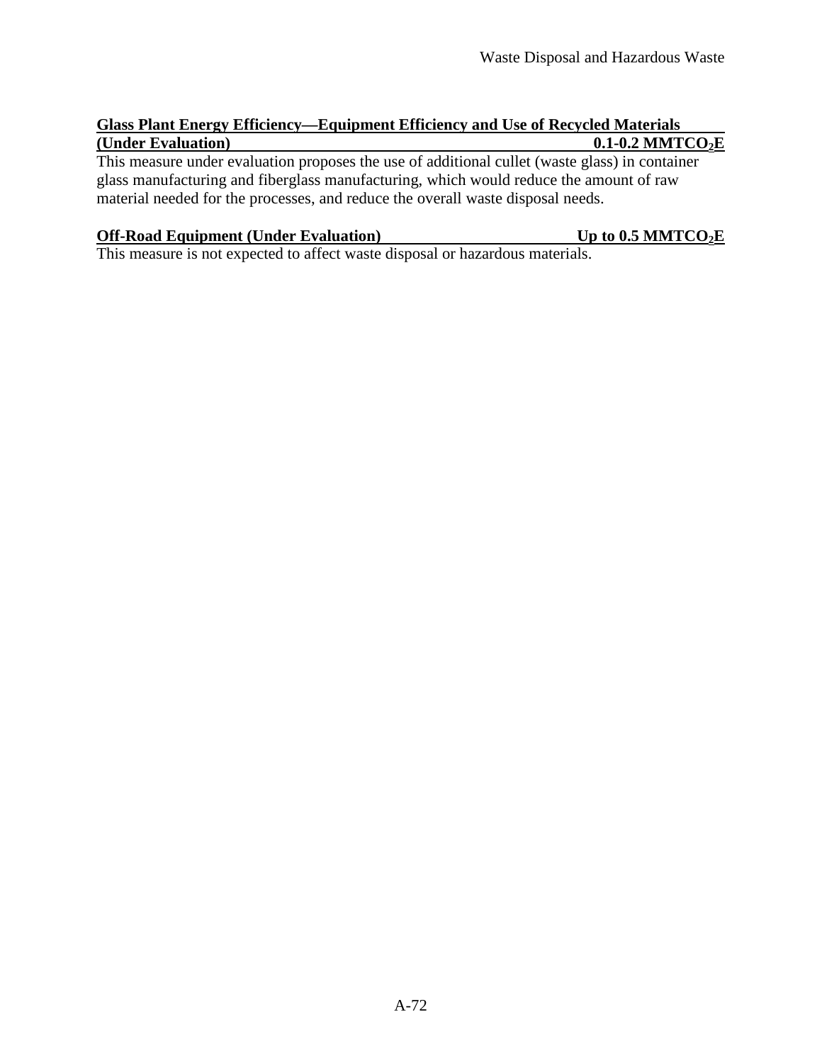**Glass Plant Energy Efficiency—Equipment Efficiency and Use of Recycled Materials (Under Evaluation) 0.1-0.2 $MMTCO_2E$**

This measure under evaluation proposes the use of additional cullet (waste glass) in container glass manufacturing and fiberglass manufacturing, which would reduce the amount of raw material needed for the processes, and reduce the overall waste disposal needs.

**Off-Road Equipment (Under Evaluation) Up to 0.5 $MMTCO_2E$**

This measure is not expected to affect waste disposal or hazardous materials.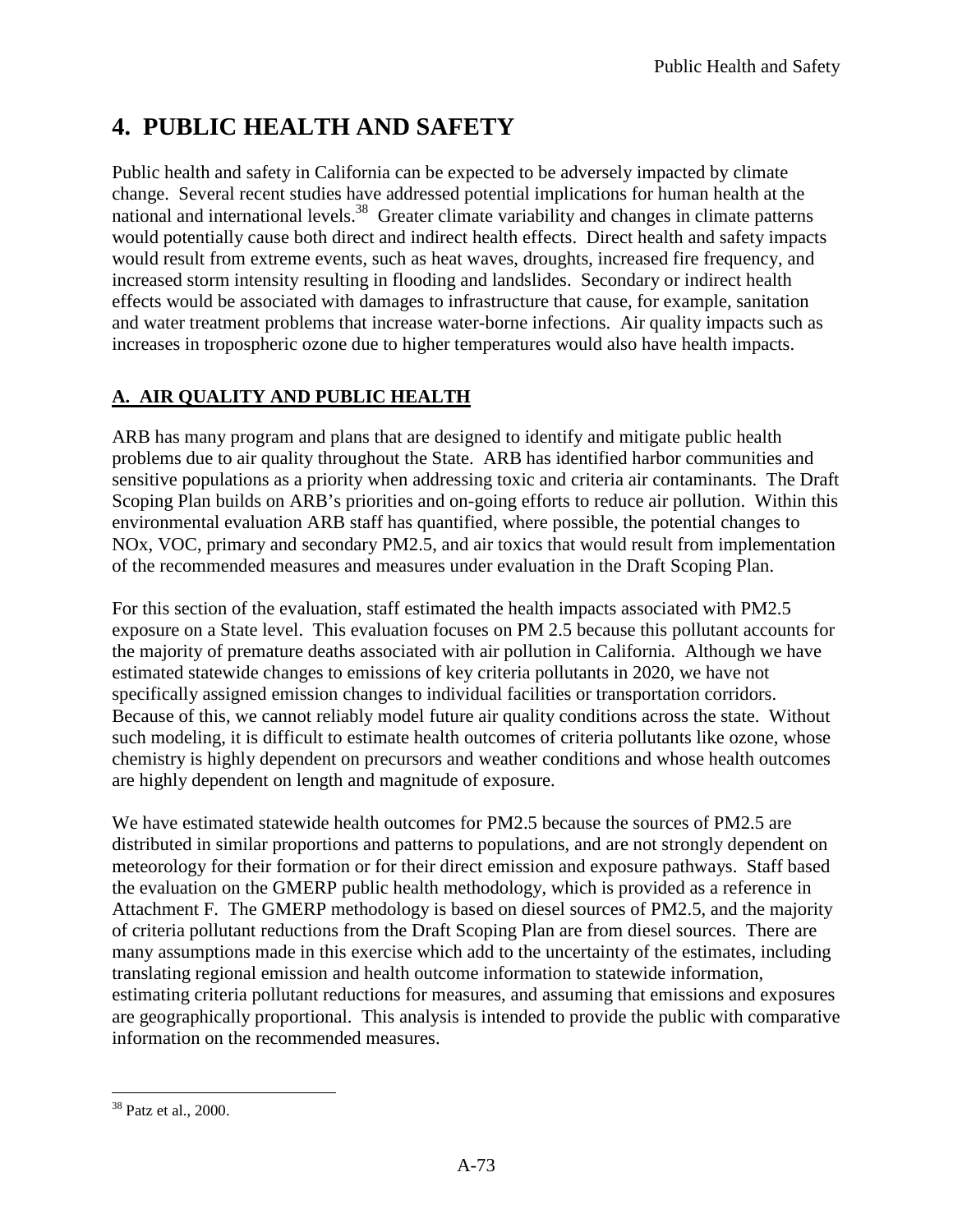# 4. PUBLIC HEALTH AND SAFETY

Public health and safety in California can be expected to be adversely impacted by climate change. Several recent studies have addressed potential implications for human health at the national and international levels.[38] Greater climate variability and changes in climate patterns would potentially cause both direct and indirect health effects. Direct health and safety impacts would result from extreme events, such as heat waves, droughts, increased fire frequency, and increased storm intensity resulting in flooding and landslides. Secondary or indirect health effects would be associated with damages to infrastructure that cause, for example, sanitation and water treatment problems that increase water-borne infections. Air quality impacts such as increases in tropospheric ozone due to higher temperatures would also have health impacts.

## A. AIR QUALITY AND PUBLIC HEALTH

ARB has many program and plans that are designed to identify and mitigate public health problems due to air quality throughout the State. ARB has identified harbor communities and sensitive populations as a priority when addressing toxic and criteria air contaminants. The Draft Scoping Plan builds on ARB's priorities and on-going efforts to reduce air pollution. Within this environmental evaluation ARB staff has quantified, where possible, the potential changes to NOx, VOC, primary and secondary PM2.5, and air toxics that would result from implementation of the recommended measures and measures under evaluation in the Draft Scoping Plan.

For this section of the evaluation, staff estimated the health impacts associated with PM2.5 exposure on a State level. This evaluation focuses on PM 2.5 because this pollutant accounts for the majority of premature deaths associated with air pollution in California. Although we have estimated statewide changes to emissions of key criteria pollutants in 2020, we have not specifically assigned emission changes to individual facilities or transportation corridors. Because of this, we cannot reliably model future air quality conditions across the state. Without such modeling, it is difficult to estimate health outcomes of criteria pollutants like ozone, whose chemistry is highly dependent on precursors and weather conditions and whose health outcomes are highly dependent on length and magnitude of exposure.

We have estimated statewide health outcomes for PM2.5 because the sources of PM2.5 are distributed in similar proportions and patterns to populations, and are not strongly dependent on meteorology for their formation or for their direct emission and exposure pathways. Staff based the evaluation on the GMERP public health methodology, which is provided as a reference in Attachment F. The GMERP methodology is based on diesel sources of PM2.5, and the majority of criteria pollutant reductions from the Draft Scoping Plan are from diesel sources. There are many assumptions made in this exercise which add to the uncertainty of the estimates, including translating regional emission and health outcome information to statewide information, estimating criteria pollutant reductions for measures, and assuming that emissions and exposures are geographically proportional. This analysis is intended to provide the public with comparative information on the recommended measures.

[38] Patz et al., 2000.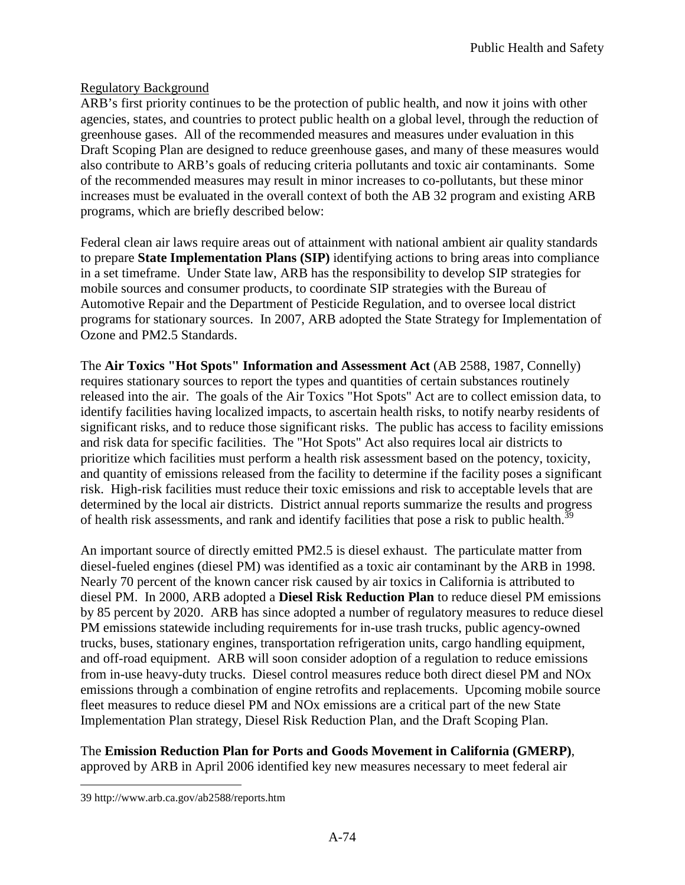Regulatory Background

ARB's first priority continues to be the protection of public health, and now it joins with other agencies, states, and countries to protect public health on a global level, through the reduction of greenhouse gases. All of the recommended measures and measures under evaluation in this Draft Scoping Plan are designed to reduce greenhouse gases, and many of these measures would also contribute to ARB's goals of reducing criteria pollutants and toxic air contaminants. Some of the recommended measures may result in minor increases to co-pollutants, but these minor increases must be evaluated in the overall context of both the AB 32 program and existing ARB programs, which are briefly described below:

Federal clean air laws require areas out of attainment with national ambient air quality standards to prepare **State Implementation Plans (SIP)** identifying actions to bring areas into compliance in a set timeframe. Under State law, ARB has the responsibility to develop SIP strategies for mobile sources and consumer products, to coordinate SIP strategies with the Bureau of Automotive Repair and the Department of Pesticide Regulation, and to oversee local district programs for stationary sources. In 2007, ARB adopted the State Strategy for Implementation of Ozone and PM2.5 Standards.

The **Air Toxics "Hot Spots" Information and Assessment Act** (AB 2588, 1987, Connelly) requires stationary sources to report the types and quantities of certain substances routinely released into the air. The goals of the Air Toxics "Hot Spots" Act are to collect emission data, to identify facilities having localized impacts, to ascertain health risks, to notify nearby residents of significant risks, and to reduce those significant risks. The public has access to facility emissions and risk data for specific facilities. The "Hot Spots" Act also requires local air districts to prioritize which facilities must perform a health risk assessment based on the potency, toxicity, and quantity of emissions released from the facility to determine if the facility poses a significant risk. High-risk facilities must reduce their toxic emissions and risk to acceptable levels that are determined by the local air districts. District annual reports summarize the results and progress of health risk assessments, and rank and identify facilities that pose a risk to public health.[39]

An important source of directly emitted PM2.5 is diesel exhaust. The particulate matter from diesel-fueled engines (diesel PM) was identified as a toxic air contaminant by the ARB in 1998. Nearly 70 percent of the known cancer risk caused by air toxics in California is attributed to diesel PM. In 2000, ARB adopted a **Diesel Risk Reduction Plan** to reduce diesel PM emissions by 85 percent by 2020. ARB has since adopted a number of regulatory measures to reduce diesel PM emissions statewide including requirements for in-use trash trucks, public agency-owned trucks, buses, stationary engines, transportation refrigeration units, cargo handling equipment, and off-road equipment. ARB will soon consider adoption of a regulation to reduce emissions from in-use heavy-duty trucks. Diesel control measures reduce both direct diesel PM and NOx emissions through a combination of engine retrofits and replacements. Upcoming mobile source fleet measures to reduce diesel PM and NOx emissions are a critical part of the new State Implementation Plan strategy, Diesel Risk Reduction Plan, and the Draft Scoping Plan.

The **Emission Reduction Plan for Ports and Goods Movement in California (GMERP)**, approved by ARB in April 2006 identified key new measures necessary to meet federal air

39 http://www.arb.ca.gov/ab2588/reports.htm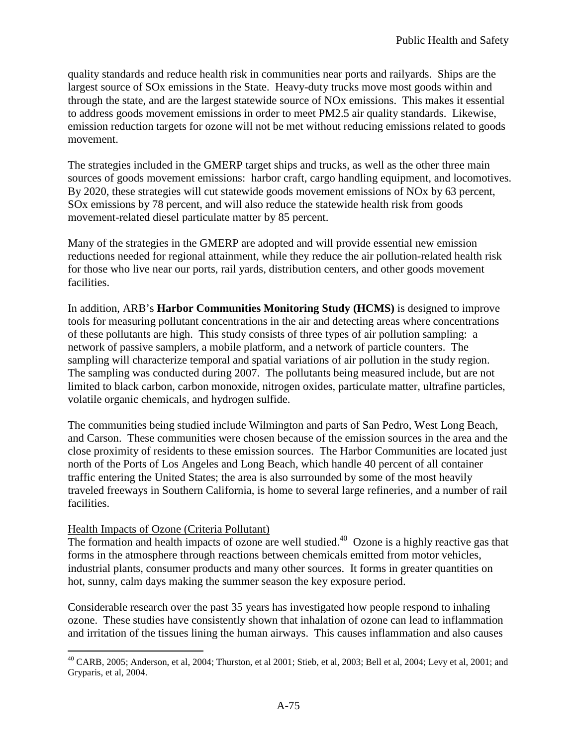quality standards and reduce health risk in communities near ports and railyards. Ships are the largest source of SOx emissions in the State. Heavy-duty trucks move most goods within and through the state, and are the largest statewide source of NOx emissions. This makes it essential to address goods movement emissions in order to meet PM2.5 air quality standards. Likewise, emission reduction targets for ozone will not be met without reducing emissions related to goods movement.

The strategies included in the GMERP target ships and trucks, as well as the other three main sources of goods movement emissions: harbor craft, cargo handling equipment, and locomotives. By 2020, these strategies will cut statewide goods movement emissions of NOx by 63 percent, SOx emissions by 78 percent, and will also reduce the statewide health risk from goods movement-related diesel particulate matter by 85 percent.

Many of the strategies in the GMERP are adopted and will provide essential new emission reductions needed for regional attainment, while they reduce the air pollution-related health risk for those who live near our ports, rail yards, distribution centers, and other goods movement facilities.

In addition, ARB's **Harbor Communities Monitoring Study (HCMS)** is designed to improve tools for measuring pollutant concentrations in the air and detecting areas where concentrations of these pollutants are high. This study consists of three types of air pollution sampling: a network of passive samplers, a mobile platform, and a network of particle counters. The sampling will characterize temporal and spatial variations of air pollution in the study region. The sampling was conducted during 2007. The pollutants being measured include, but are not limited to black carbon, carbon monoxide, nitrogen oxides, particulate matter, ultrafine particles, volatile organic chemicals, and hydrogen sulfide.

The communities being studied include Wilmington and parts of San Pedro, West Long Beach, and Carson. These communities were chosen because of the emission sources in the area and the close proximity of residents to these emission sources. The Harbor Communities are located just north of the Ports of Los Angeles and Long Beach, which handle 40 percent of all container traffic entering the United States; the area is also surrounded by some of the most heavily traveled freeways in Southern California, is home to several large refineries, and a number of rail facilities.

<u>Health Impacts of Ozone (Criteria Pollutant)</u>

The formation and health impacts of ozone are well studied.[40] Ozone is a highly reactive gas that forms in the atmosphere through reactions between chemicals emitted from motor vehicles, industrial plants, consumer products and many other sources. It forms in greater quantities on hot, sunny, calm days making the summer season the key exposure period.

Considerable research over the past 35 years has investigated how people respond to inhaling ozone. These studies have consistently shown that inhalation of ozone can lead to inflammation and irritation of the tissues lining the human airways. This causes inflammation and also causes

[40] CARB, 2005; Anderson, et al, 2004; Thurston, et al 2001; Stieb, et al, 2003; Bell et al, 2004; Levy et al, 2001; and Gryparis, et al, 2004.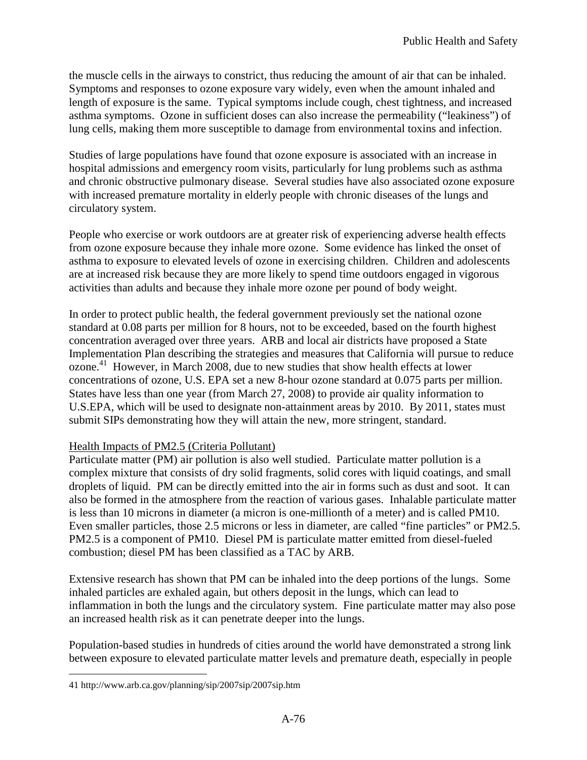the muscle cells in the airways to constrict, thus reducing the amount of air that can be inhaled. Symptoms and responses to ozone exposure vary widely, even when the amount inhaled and length of exposure is the same. Typical symptoms include cough, chest tightness, and increased asthma symptoms. Ozone in sufficient doses can also increase the permeability ("leakiness") of lung cells, making them more susceptible to damage from environmental toxins and infection.

Studies of large populations have found that ozone exposure is associated with an increase in hospital admissions and emergency room visits, particularly for lung problems such as asthma and chronic obstructive pulmonary disease. Several studies have also associated ozone exposure with increased premature mortality in elderly people with chronic diseases of the lungs and circulatory system.

People who exercise or work outdoors are at greater risk of experiencing adverse health effects from ozone exposure because they inhale more ozone. Some evidence has linked the onset of asthma to exposure to elevated levels of ozone in exercising children. Children and adolescents are at increased risk because they are more likely to spend time outdoors engaged in vigorous activities than adults and because they inhale more ozone per pound of body weight.

In order to protect public health, the federal government previously set the national ozone standard at 0.08 parts per million for 8 hours, not to be exceeded, based on the fourth highest concentration averaged over three years. ARB and local air districts have proposed a State Implementation Plan describing the strategies and measures that California will pursue to reduce ozone.[41] However, in March 2008, due to new studies that show health effects at lower concentrations of ozone, U.S. EPA set a new 8-hour ozone standard at 0.075 parts per million. States have less than one year (from March 27, 2008) to provide air quality information to U.S.EPA, which will be used to designate non-attainment areas by 2010. By 2011, states must submit SIPs demonstrating how they will attain the new, more stringent, standard.

Health Impacts of PM2.5 (Criteria Pollutant)

Particulate matter (PM) air pollution is also well studied. Particulate matter pollution is a complex mixture that consists of dry solid fragments, solid cores with liquid coatings, and small droplets of liquid. PM can be directly emitted into the air in forms such as dust and soot. It can also be formed in the atmosphere from the reaction of various gases. Inhalable particulate matter is less than 10 microns in diameter (a micron is one-millionth of a meter) and is called PM10. Even smaller particles, those 2.5 microns or less in diameter, are called "fine particles" or PM2.5. PM2.5 is a component of PM10. Diesel PM is particulate matter emitted from diesel-fueled combustion; diesel PM has been classified as a TAC by ARB.

Extensive research has shown that PM can be inhaled into the deep portions of the lungs. Some inhaled particles are exhaled again, but others deposit in the lungs, which can lead to inflammation in both the lungs and the circulatory system. Fine particulate matter may also pose an increased health risk as it can penetrate deeper into the lungs.

Population-based studies in hundreds of cities around the world have demonstrated a strong link between exposure to elevated particulate matter levels and premature death, especially in people

41 http://www.arb.ca.gov/planning/sip/2007sip/2007sip.htm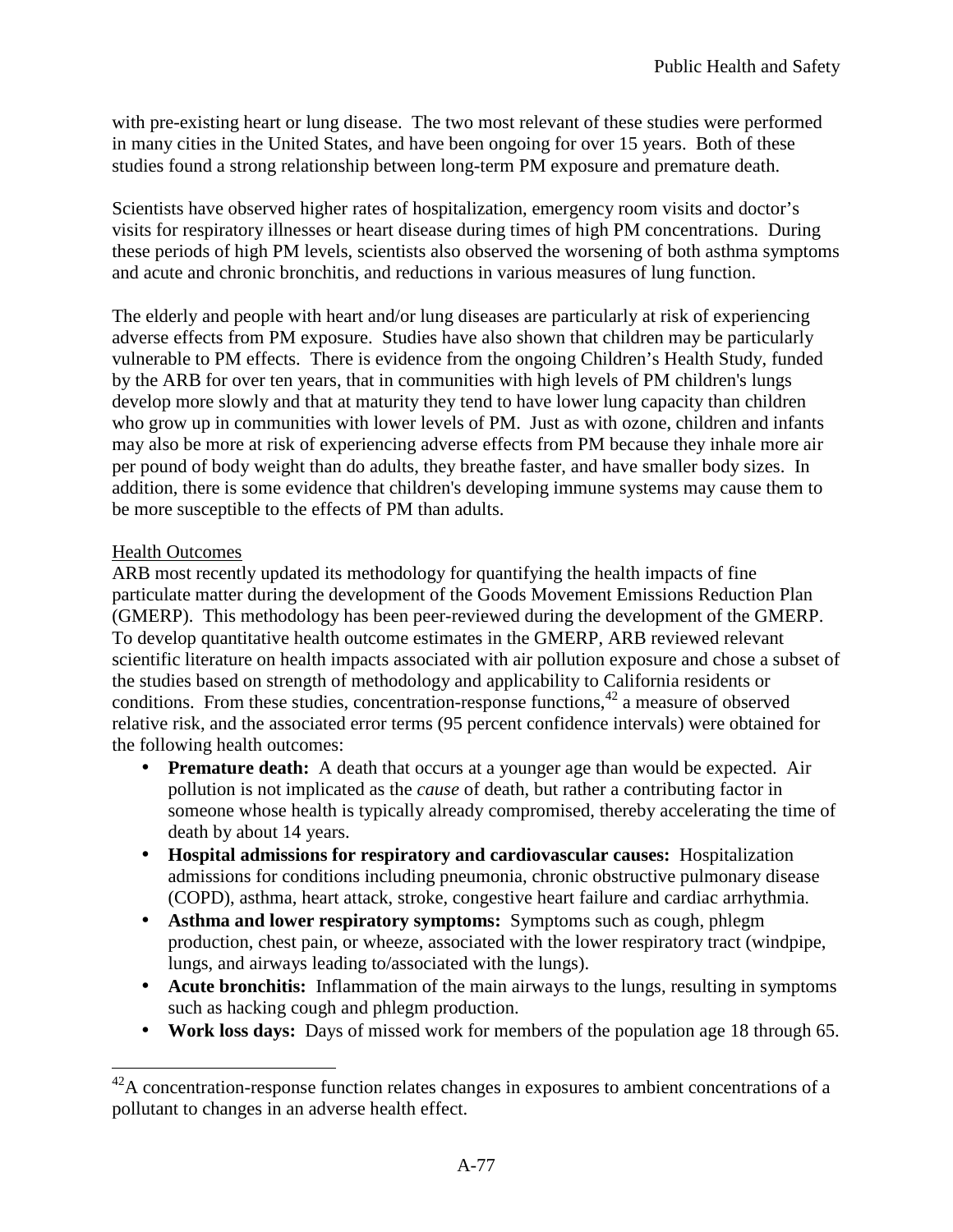with pre-existing heart or lung disease. The two most relevant of these studies were performed in many cities in the United States, and have been ongoing for over 15 years. Both of these studies found a strong relationship between long-term PM exposure and premature death.

Scientists have observed higher rates of hospitalization, emergency room visits and doctor's visits for respiratory illnesses or heart disease during times of high PM concentrations. During these periods of high PM levels, scientists also observed the worsening of both asthma symptoms and acute and chronic bronchitis, and reductions in various measures of lung function.

The elderly and people with heart and/or lung diseases are particularly at risk of experiencing adverse effects from PM exposure. Studies have also shown that children may be particularly vulnerable to PM effects. There is evidence from the ongoing Children's Health Study, funded by the ARB for over ten years, that in communities with high levels of PM children's lungs develop more slowly and that at maturity they tend to have lower lung capacity than children who grow up in communities with lower levels of PM. Just as with ozone, children and infants may also be more at risk of experiencing adverse effects from PM because they inhale more air per pound of body weight than do adults, they breathe faster, and have smaller body sizes. In addition, there is some evidence that children's developing immune systems may cause them to be more susceptible to the effects of PM than adults.

Health Outcomes

ARB most recently updated its methodology for quantifying the health impacts of fine particulate matter during the development of the Goods Movement Emissions Reduction Plan (GMERP). This methodology has been peer-reviewed during the development of the GMERP. To develop quantitative health outcome estimates in the GMERP, ARB reviewed relevant scientific literature on health impacts associated with air pollution exposure and chose a subset of the studies based on strength of methodology and applicability to California residents or conditions. From these studies, concentration-response functions,[42] a measure of observed relative risk, and the associated error terms (95 percent confidence intervals) were obtained for the following health outcomes:

- **Premature death:** A death that occurs at a younger age than would be expected. Air pollution is not implicated as the *cause* of death, but rather a contributing factor in someone whose health is typically already compromised, thereby accelerating the time of death by about 14 years.
- **Hospital admissions for respiratory and cardiovascular causes:** Hospitalization admissions for conditions including pneumonia, chronic obstructive pulmonary disease (COPD), asthma, heart attack, stroke, congestive heart failure and cardiac arrhythmia.
- **Asthma and lower respiratory symptoms:** Symptoms such as cough, phlegm production, chest pain, or wheeze, associated with the lower respiratory tract (windpipe, lungs, and airways leading to/associated with the lungs).
- **Acute bronchitis:** Inflammation of the main airways to the lungs, resulting in symptoms such as hacking cough and phlegm production.
- **Work loss days:** Days of missed work for members of the population age 18 through 65.

[42] A concentration-response function relates changes in exposures to ambient concentrations of a pollutant to changes in an adverse health effect.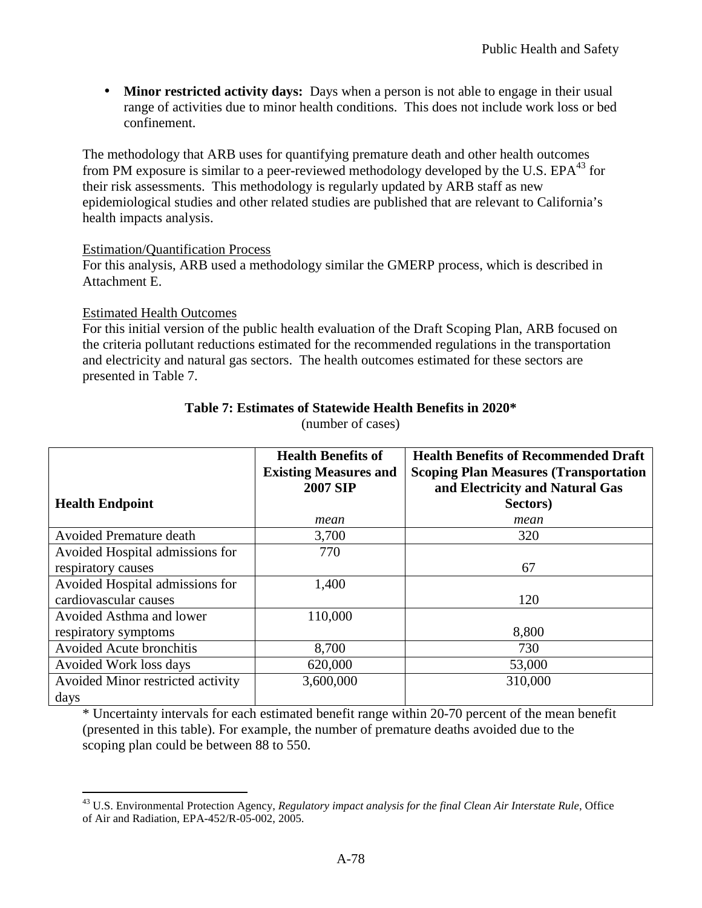- **Minor restricted activity days:** Days when a person is not able to engage in their usual range of activities due to minor health conditions. This does not include work loss or bed confinement.

The methodology that ARB uses for quantifying premature death and other health outcomes from PM exposure is similar to a peer-reviewed methodology developed by the U.S. EPA[43] for their risk assessments. This methodology is regularly updated by ARB staff as new epidemiological studies and other related studies are published that are relevant to California's health impacts analysis.

Estimation/Quantification Process

For this analysis, ARB used a methodology similar the GMERP process, which is described in Attachment E.

Estimated Health Outcomes

For this initial version of the public health evaluation of the Draft Scoping Plan, ARB focused on the criteria pollutant reductions estimated for the recommended regulations in the transportation and electricity and natural gas sectors. The health outcomes estimated for these sectors are presented in Table 7.

**Table 7: Estimates of Statewide Health Benefits in 2020***

(number of cases)

| Health Endpoint | Health Benefits of Existing Measures and 2007 SIP | Health Benefits of Recommended Draft Scoping Plan Measures (Transportation and Electricity and Natural Gas Sectors) |
|---|---|---|
| | *mean* | *mean* |
| Avoided Premature death | 3,700 | 320 |
| Avoided Hospital admissions for respiratory causes | 770 | 67 |
| Avoided Hospital admissions for cardiovascular causes | 1,400 | 120 |
| Avoided Asthma and lower respiratory symptoms | 110,000 | 8,800 |
| Avoided Acute bronchitis | 8,700 | 730 |
| Avoided Work loss days | 620,000 | 53,000 |
| Avoided Minor restricted activity days | 3,600,000 | 310,000 |

* Uncertainty intervals for each estimated benefit range within 20-70 percent of the mean benefit (presented in this table). For example, the number of premature deaths avoided due to the scoping plan could be between 88 to 550.

[43] U.S. Environmental Protection Agency, *Regulatory impact analysis for the final Clean Air Interstate Rule*, Office of Air and Radiation, EPA-452/R-05-002, 2005.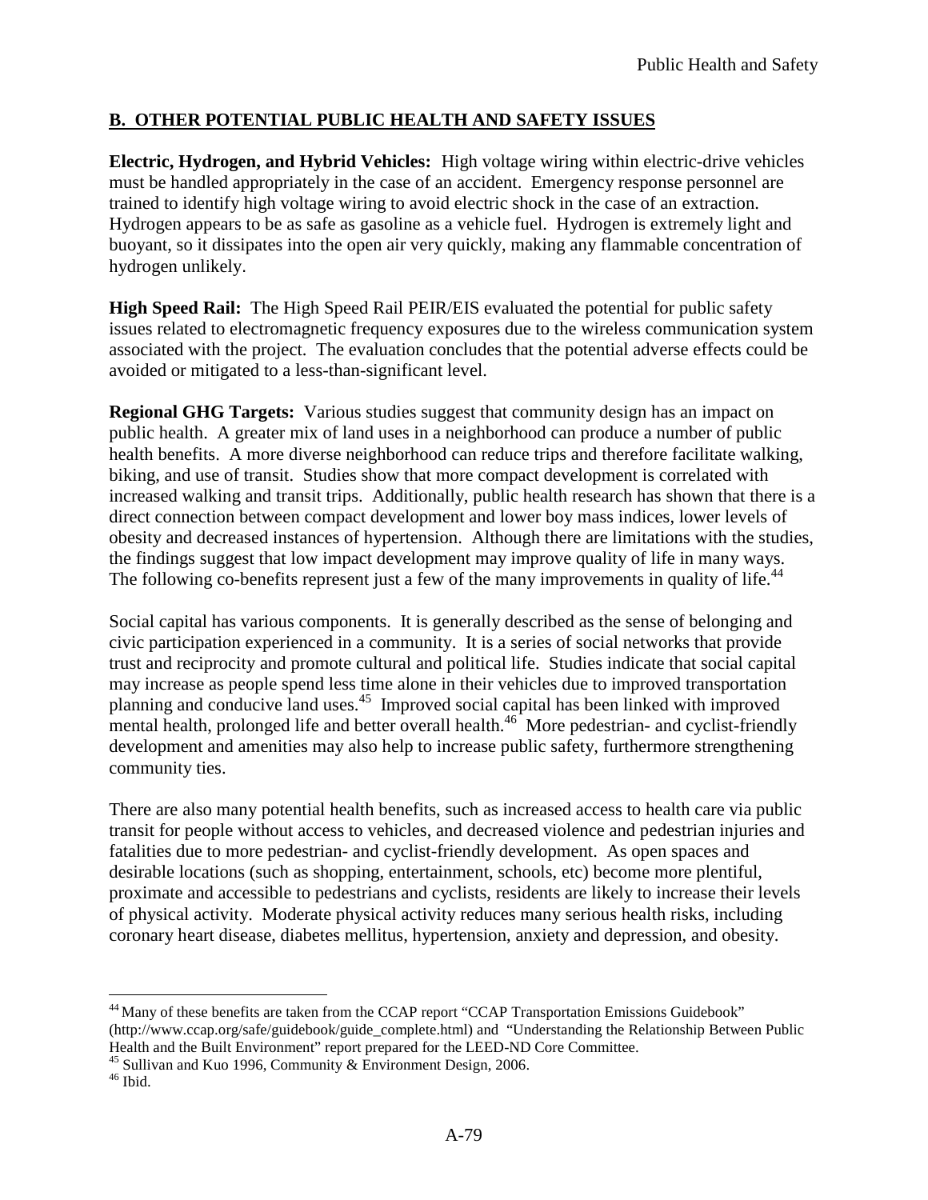## B. OTHER POTENTIAL PUBLIC HEALTH AND SAFETY ISSUES

**Electric, Hydrogen, and Hybrid Vehicles:** High voltage wiring within electric-drive vehicles must be handled appropriately in the case of an accident. Emergency response personnel are trained to identify high voltage wiring to avoid electric shock in the case of an extraction. Hydrogen appears to be as safe as gasoline as a vehicle fuel. Hydrogen is extremely light and buoyant, so it dissipates into the open air very quickly, making any flammable concentration of hydrogen unlikely.

**High Speed Rail:** The High Speed Rail PEIR/EIS evaluated the potential for public safety issues related to electromagnetic frequency exposures due to the wireless communication system associated with the project. The evaluation concludes that the potential adverse effects could be avoided or mitigated to a less-than-significant level.

**Regional GHG Targets:** Various studies suggest that community design has an impact on public health. A greater mix of land uses in a neighborhood can produce a number of public health benefits. A more diverse neighborhood can reduce trips and therefore facilitate walking, biking, and use of transit. Studies show that more compact development is correlated with increased walking and transit trips. Additionally, public health research has shown that there is a direct connection between compact development and lower boy mass indices, lower levels of obesity and decreased instances of hypertension. Although there are limitations with the studies, the findings suggest that low impact development may improve quality of life in many ways. The following co-benefits represent just a few of the many improvements in quality of life.[44]

Social capital has various components. It is generally described as the sense of belonging and civic participation experienced in a community. It is a series of social networks that provide trust and reciprocity and promote cultural and political life. Studies indicate that social capital may increase as people spend less time alone in their vehicles due to improved transportation planning and conducive land uses.[45] Improved social capital has been linked with improved mental health, prolonged life and better overall health.[46] More pedestrian- and cyclist-friendly development and amenities may also help to increase public safety, furthermore strengthening community ties.

There are also many potential health benefits, such as increased access to health care via public transit for people without access to vehicles, and decreased violence and pedestrian injuries and fatalities due to more pedestrian- and cyclist-friendly development. As open spaces and desirable locations (such as shopping, entertainment, schools, etc) become more plentiful, proximate and accessible to pedestrians and cyclists, residents are likely to increase their levels of physical activity. Moderate physical activity reduces many serious health risks, including coronary heart disease, diabetes mellitus, hypertension, anxiety and depression, and obesity.

---

[44] Many of these benefits are taken from the CCAP report "CCAP Transportation Emissions Guidebook" (http://www.ccap.org/safe/guidebook/guide_complete.html) and "Understanding the Relationship Between Public Health and the Built Environment" report prepared for the LEED-ND Core Committee.

[45] Sullivan and Kuo 1996, Community & Environment Design, 2006.

[46] Ibid.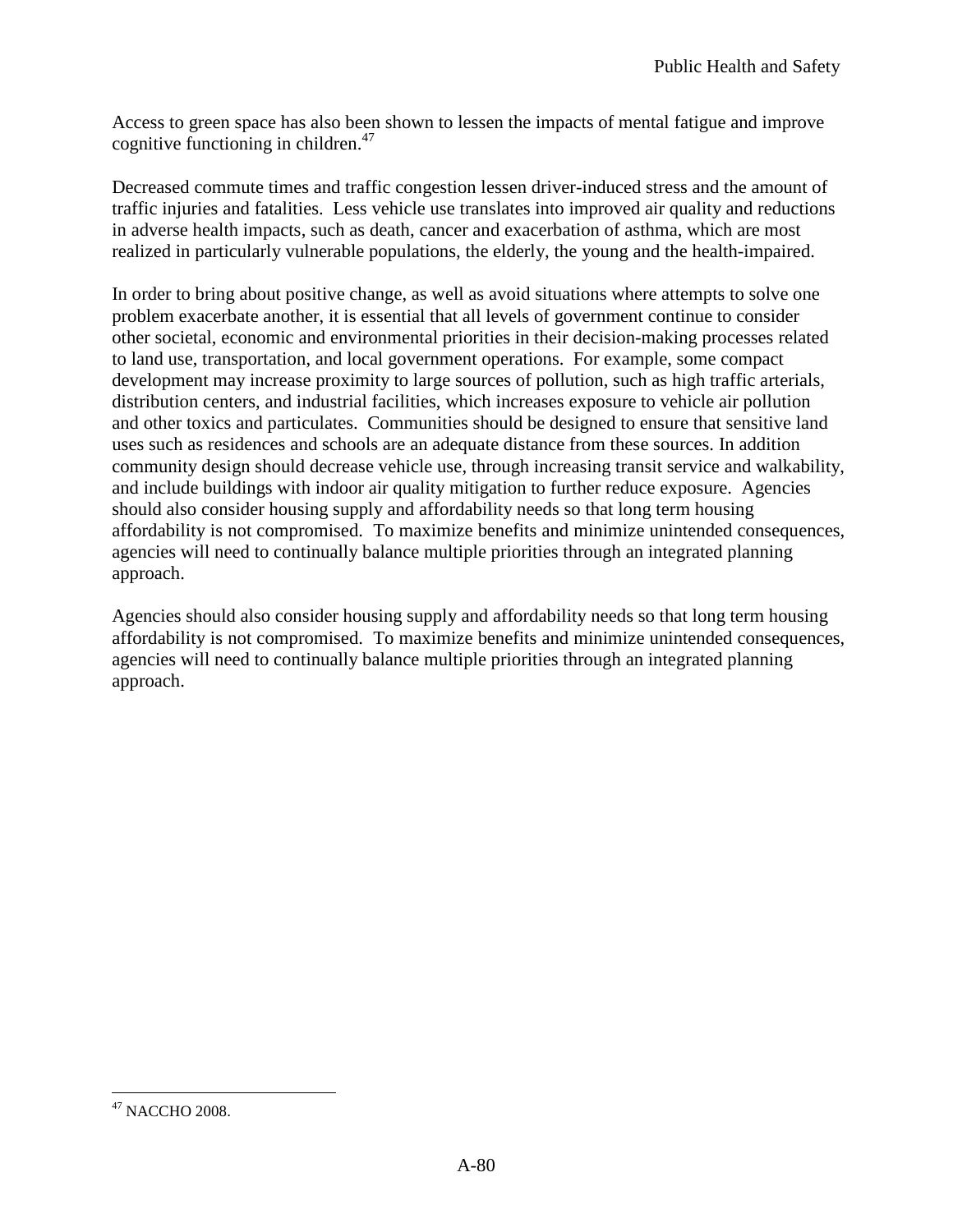Access to green space has also been shown to lessen the impacts of mental fatigue and improve cognitive functioning in children.[47]

Decreased commute times and traffic congestion lessen driver-induced stress and the amount of traffic injuries and fatalities. Less vehicle use translates into improved air quality and reductions in adverse health impacts, such as death, cancer and exacerbation of asthma, which are most realized in particularly vulnerable populations, the elderly, the young and the health-impaired.

In order to bring about positive change, as well as avoid situations where attempts to solve one problem exacerbate another, it is essential that all levels of government continue to consider other societal, economic and environmental priorities in their decision-making processes related to land use, transportation, and local government operations. For example, some compact development may increase proximity to large sources of pollution, such as high traffic arterials, distribution centers, and industrial facilities, which increases exposure to vehicle air pollution and other toxics and particulates. Communities should be designed to ensure that sensitive land uses such as residences and schools are an adequate distance from these sources. In addition community design should decrease vehicle use, through increasing transit service and walkability, and include buildings with indoor air quality mitigation to further reduce exposure. Agencies should also consider housing supply and affordability needs so that long term housing affordability is not compromised. To maximize benefits and minimize unintended consequences, agencies will need to continually balance multiple priorities through an integrated planning approach.

Agencies should also consider housing supply and affordability needs so that long term housing affordability is not compromised. To maximize benefits and minimize unintended consequences, agencies will need to continually balance multiple priorities through an integrated planning approach.

---

[47] NACCHO 2008.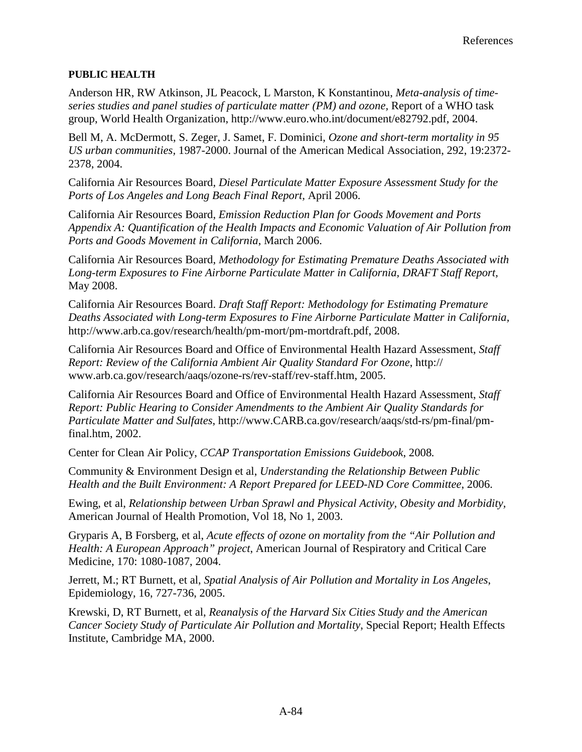**PUBLIC HEALTH**

Anderson HR, RW Atkinson, JL Peacock, L Marston, K Konstantinou, *Meta-analysis of time-series studies and panel studies of particulate matter (PM) and ozone*, Report of a WHO task group, World Health Organization, http://www.euro.who.int/document/e82792.pdf, 2004.

Bell M, A. McDermott, S. Zeger, J. Samet, F. Dominici, *Ozone and short-term mortality in 95 US urban communities*, 1987-2000. Journal of the American Medical Association, 292, 19:2372-2378, 2004.

California Air Resources Board, *Diesel Particulate Matter Exposure Assessment Study for the Ports of Los Angeles and Long Beach Final Report,* April 2006.

California Air Resources Board, *Emission Reduction Plan for Goods Movement and Ports Appendix A: Quantification of the Health Impacts and Economic Valuation of Air Pollution from Ports and Goods Movement in California*, March 2006.

California Air Resources Board, *Methodology for Estimating Premature Deaths Associated with Long-term Exposures to Fine Airborne Particulate Matter in California, DRAFT Staff Report,* May 2008.

California Air Resources Board. *Draft Staff Report: Methodology for Estimating Premature Deaths Associated with Long-term Exposures to Fine Airborne Particulate Matter in California*, http://www.arb.ca.gov/research/health/pm-mort/pm-mortdraft.pdf, 2008.

California Air Resources Board and Office of Environmental Health Hazard Assessment, *Staff Report: Review of the California Ambient Air Quality Standard For Ozone*, http:// www.arb.ca.gov/research/aaqs/ozone-rs/rev-staff/rev-staff.htm, 2005.

California Air Resources Board and Office of Environmental Health Hazard Assessment, *Staff Report: Public Hearing to Consider Amendments to the Ambient Air Quality Standards for Particulate Matter and Sulfates*, http://www.CARB.ca.gov/research/aaqs/std-rs/pm-final/pm-final.htm, 2002.

Center for Clean Air Policy, *CCAP Transportation Emissions Guidebook*, 2008*.*

Community & Environment Design et al, *Understanding the Relationship Between Public Health and the Built Environment: A Report Prepared for LEED-ND Core Committee*, 2006.

Ewing, et al, *Relationship between Urban Sprawl and Physical Activity, Obesity and Morbidity,* American Journal of Health Promotion, Vol 18, No 1, 2003.

Gryparis A, B Forsberg, et al, *Acute effects of ozone on mortality from the "Air Pollution and Health: A European Approach" project*, American Journal of Respiratory and Critical Care Medicine, 170: 1080-1087, 2004.

Jerrett, M.; RT Burnett, et al, *Spatial Analysis of Air Pollution and Mortality in Los Angeles,* Epidemiology, 16, 727-736, 2005.

Krewski, D, RT Burnett, et al, *Reanalysis of the Harvard Six Cities Study and the American Cancer Society Study of Particulate Air Pollution and Mortality*, Special Report; Health Effects Institute, Cambridge MA, 2000.